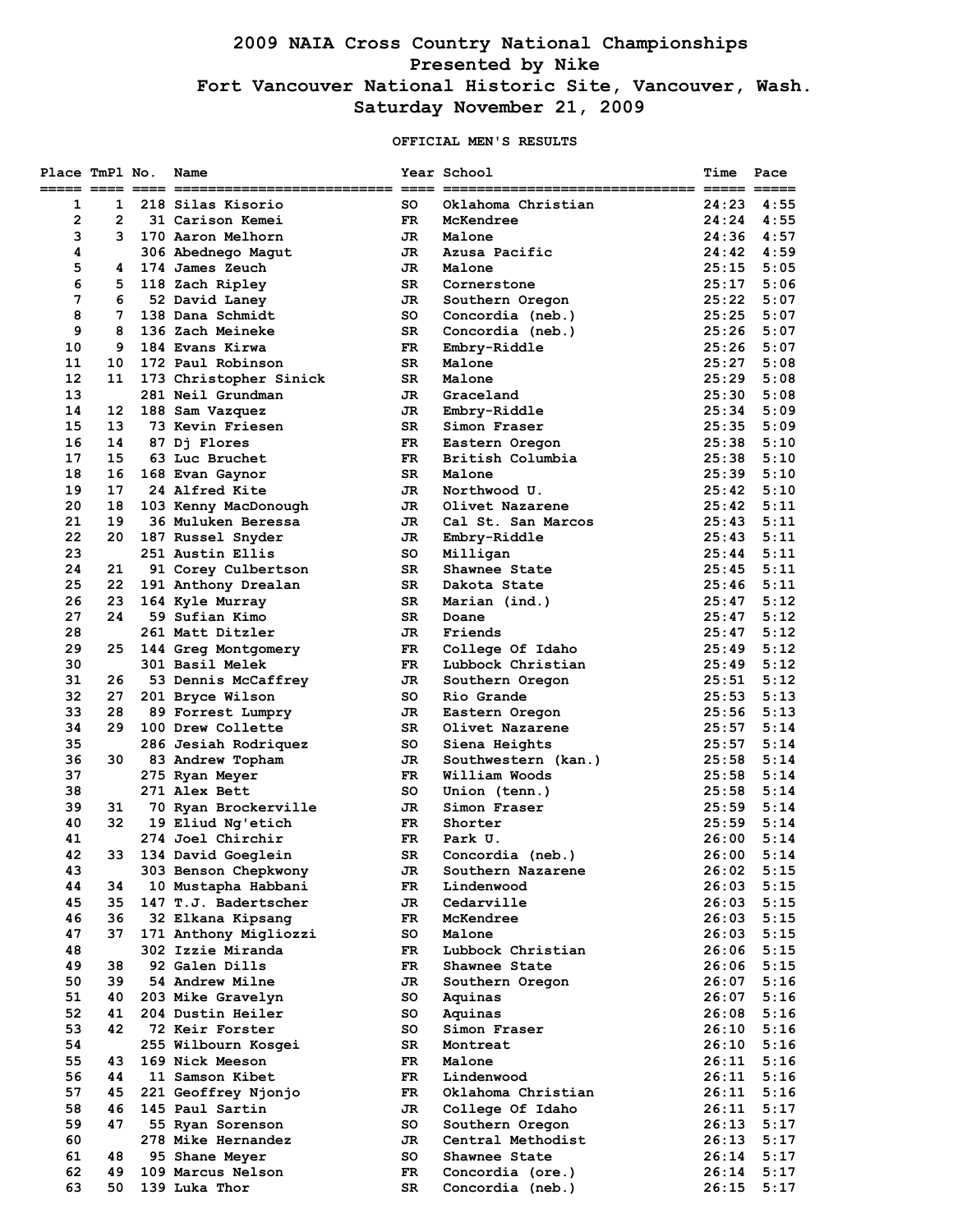# 2009 NAIA Cross Country National Championships
## Presented by Nike
## Fort Vancouver National Historic Site, Vancouver, Wash.
## Saturday November 21, 2009

### OFFICIAL MEN'S RESULTS

| Place | TmPl | No. | Name | Year | School | Time | Pace |
|---|---|---|---|---|---|---|---|
| 1 | 1 | 218 | Silas Kisorio | SO | Oklahoma Christian | 24:23 | 4:55 |
| 2 | 2 | 31 | Carison Kemei | FR | McKendree | 24:24 | 4:55 |
| 3 | 3 | 170 | Aaron Melhorn | JR | Malone | 24:36 | 4:57 |
| 4 | | 306 | Abednego Magut | JR | Azusa Pacific | 24:42 | 4:59 |
| 5 | 4 | 174 | James Zeuch | JR | Malone | 25:15 | 5:05 |
| 6 | 5 | 118 | Zach Ripley | SR | Cornerstone | 25:17 | 5:06 |
| 7 | 6 | 52 | David Laney | JR | Southern Oregon | 25:22 | 5:07 |
| 8 | 7 | 138 | Dana Schmidt | SO | Concordia (neb.) | 25:25 | 5:07 |
| 9 | 8 | 136 | Zach Meineke | SR | Concordia (neb.) | 25:26 | 5:07 |
| 10 | 9 | 184 | Evans Kirwa | FR | Embry-Riddle | 25:26 | 5:07 |
| 11 | 10 | 172 | Paul Robinson | SR | Malone | 25:27 | 5:08 |
| 12 | 11 | 173 | Christopher Sinick | SR | Malone | 25:29 | 5:08 |
| 13 | | 281 | Neil Grundman | JR | Graceland | 25:30 | 5:08 |
| 14 | 12 | 188 | Sam Vazquez | JR | Embry-Riddle | 25:34 | 5:09 |
| 15 | 13 | 73 | Kevin Friesen | SR | Simon Fraser | 25:35 | 5:09 |
| 16 | 14 | 87 | Dj Flores | FR | Eastern Oregon | 25:38 | 5:10 |
| 17 | 15 | 63 | Luc Bruchet | FR | British Columbia | 25:38 | 5:10 |
| 18 | 16 | 168 | Evan Gaynor | SR | Malone | 25:39 | 5:10 |
| 19 | 17 | 24 | Alfred Kite | JR | Northwood U. | 25:42 | 5:10 |
| 20 | 18 | 103 | Kenny MacDonough | JR | Olivet Nazarene | 25:42 | 5:11 |
| 21 | 19 | 36 | Muluken Beressa | JR | Cal St. San Marcos | 25:43 | 5:11 |
| 22 | 20 | 187 | Russel Snyder | JR | Embry-Riddle | 25:43 | 5:11 |
| 23 | | 251 | Austin Ellis | SO | Milligan | 25:44 | 5:11 |
| 24 | 21 | 91 | Corey Culbertson | SR | Shawnee State | 25:45 | 5:11 |
| 25 | 22 | 191 | Anthony Drealan | SR | Dakota State | 25:46 | 5:11 |
| 26 | 23 | 164 | Kyle Murray | SR | Marian (ind.) | 25:47 | 5:12 |
| 27 | 24 | 59 | Sufian Kimo | SR | Doane | 25:47 | 5:12 |
| 28 | | 261 | Matt Ditzler | JR | Friends | 25:47 | 5:12 |
| 29 | 25 | 144 | Greg Montgomery | FR | College Of Idaho | 25:49 | 5:12 |
| 30 | | 301 | Basil Melek | FR | Lubbock Christian | 25:49 | 5:12 |
| 31 | 26 | 53 | Dennis McCaffrey | JR | Southern Oregon | 25:51 | 5:12 |
| 32 | 27 | 201 | Bryce Wilson | SO | Rio Grande | 25:53 | 5:13 |
| 33 | 28 | 89 | Forrest Lumpry | JR | Eastern Oregon | 25:56 | 5:13 |
| 34 | 29 | 100 | Drew Collette | SR | Olivet Nazarene | 25:57 | 5:14 |
| 35 | | 286 | Jesiah Rodriquez | SO | Siena Heights | 25:57 | 5:14 |
| 36 | 30 | 83 | Andrew Topham | JR | Southwestern (kan.) | 25:58 | 5:14 |
| 37 | | 275 | Ryan Meyer | FR | William Woods | 25:58 | 5:14 |
| 38 | | 271 | Alex Bett | SO | Union (tenn.) | 25:58 | 5:14 |
| 39 | 31 | 70 | Ryan Brockerville | JR | Simon Fraser | 25:59 | 5:14 |
| 40 | 32 | 19 | Eliud Ng'etich | FR | Shorter | 25:59 | 5:14 |
| 41 | | 274 | Joel Chirchir | FR | Park U. | 26:00 | 5:14 |
| 42 | 33 | 134 | David Goeglein | SR | Concordia (neb.) | 26:00 | 5:14 |
| 43 | | 303 | Benson Chepkwony | JR | Southern Nazarene | 26:02 | 5:15 |
| 44 | 34 | 10 | Mustapha Habbani | FR | Lindenwood | 26:03 | 5:15 |
| 45 | 35 | 147 | T.J. Badertscher | JR | Cedarville | 26:03 | 5:15 |
| 46 | 36 | 32 | Elkana Kipsang | FR | McKendree | 26:03 | 5:15 |
| 47 | 37 | 171 | Anthony Migliozzi | SO | Malone | 26:03 | 5:15 |
| 48 | | 302 | Izzie Miranda | FR | Lubbock Christian | 26:06 | 5:15 |
| 49 | 38 | 92 | Galen Dills | FR | Shawnee State | 26:06 | 5:15 |
| 50 | 39 | 54 | Andrew Milne | JR | Southern Oregon | 26:07 | 5:16 |
| 51 | 40 | 203 | Mike Gravelyn | SO | Aquinas | 26:07 | 5:16 |
| 52 | 41 | 204 | Dustin Heiler | SO | Aquinas | 26:08 | 5:16 |
| 53 | 42 | 72 | Keir Forster | SO | Simon Fraser | 26:10 | 5:16 |
| 54 | | 255 | Wilbourn Kosgei | SR | Montreat | 26:10 | 5:16 |
| 55 | 43 | 169 | Nick Meeson | FR | Malone | 26:11 | 5:16 |
| 56 | 44 | 11 | Samson Kibet | FR | Lindenwood | 26:11 | 5:16 |
| 57 | 45 | 221 | Geoffrey Njonjo | FR | Oklahoma Christian | 26:11 | 5:16 |
| 58 | 46 | 145 | Paul Sartin | JR | College Of Idaho | 26:11 | 5:17 |
| 59 | 47 | 55 | Ryan Sorenson | SO | Southern Oregon | 26:13 | 5:17 |
| 60 | | 278 | Mike Hernandez | JR | Central Methodist | 26:13 | 5:17 |
| 61 | 48 | 95 | Shane Meyer | SO | Shawnee State | 26:14 | 5:17 |
| 62 | 49 | 109 | Marcus Nelson | FR | Concordia (ore.) | 26:14 | 5:17 |
| 63 | 50 | 139 | Luka Thor | SR | Concordia (neb.) | 26:15 | 5:17 |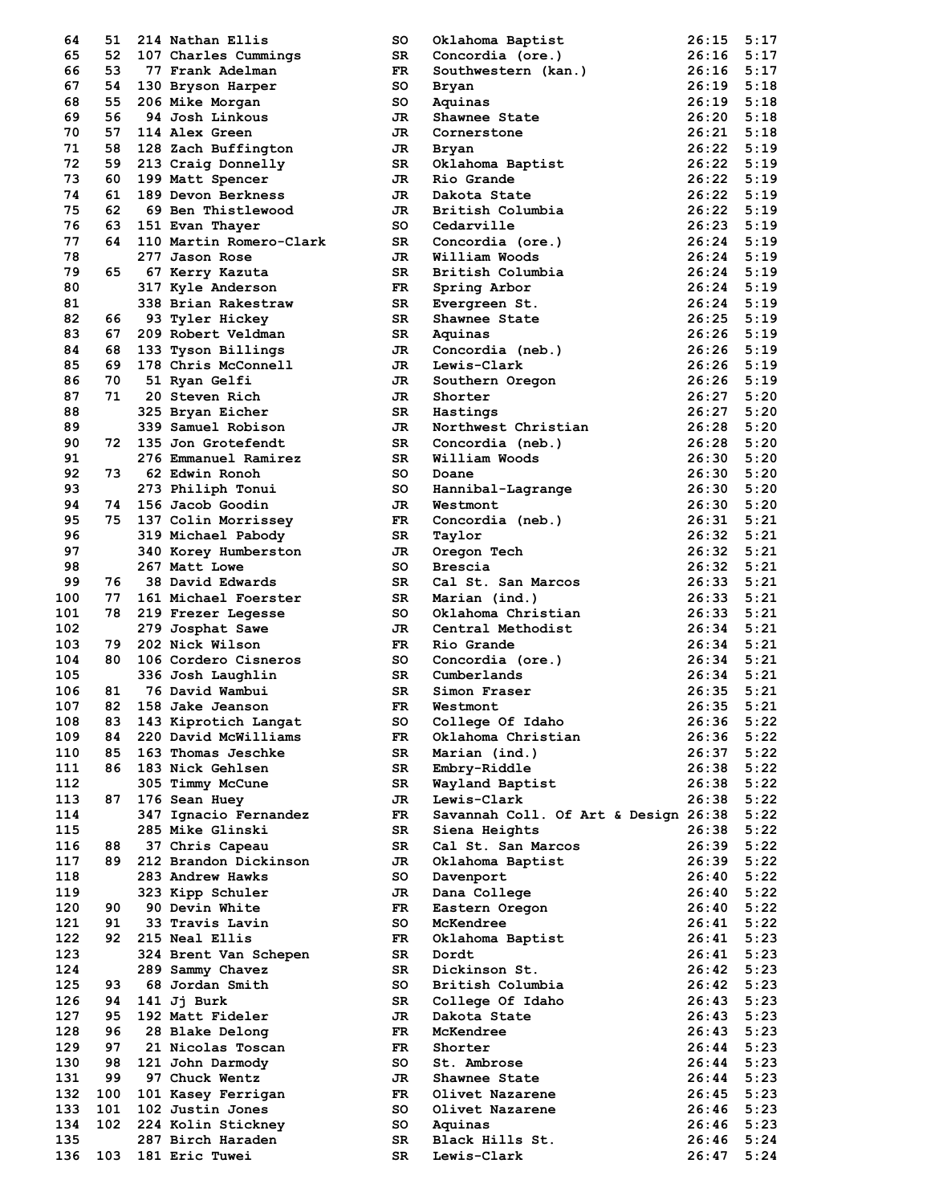| Place | Team Place | Bib | Name | Yr | School | Time | Pace |
|---|---|---|---|---|---|---|---|
| 64 | 51 | 214 | Nathan Ellis | SO | Oklahoma Baptist | 26:15 | 5:17 |
| 65 | 52 | 107 | Charles Cummings | SR | Concordia (ore.) | 26:16 | 5:17 |
| 66 | 53 | 77 | Frank Adelman | FR | Southwestern (kan.) | 26:16 | 5:17 |
| 67 | 54 | 130 | Bryson Harper | SO | Bryan | 26:19 | 5:18 |
| 68 | 55 | 206 | Mike Morgan | SO | Aquinas | 26:19 | 5:18 |
| 69 | 56 | 94 | Josh Linkous | JR | Shawnee State | 26:20 | 5:18 |
| 70 | 57 | 114 | Alex Green | JR | Cornerstone | 26:21 | 5:18 |
| 71 | 58 | 128 | Zach Buffington | JR | Bryan | 26:22 | 5:19 |
| 72 | 59 | 213 | Craig Donnelly | SR | Oklahoma Baptist | 26:22 | 5:19 |
| 73 | 60 | 199 | Matt Spencer | JR | Rio Grande | 26:22 | 5:19 |
| 74 | 61 | 189 | Devon Berkness | JR | Dakota State | 26:22 | 5:19 |
| 75 | 62 | 69 | Ben Thistlewood | JR | British Columbia | 26:22 | 5:19 |
| 76 | 63 | 151 | Evan Thayer | SO | Cedarville | 26:23 | 5:19 |
| 77 | 64 | 110 | Martin Romero-Clark | SR | Concordia (ore.) | 26:24 | 5:19 |
| 78 | | 277 | Jason Rose | JR | William Woods | 26:24 | 5:19 |
| 79 | 65 | 67 | Kerry Kazuta | SR | British Columbia | 26:24 | 5:19 |
| 80 | | 317 | Kyle Anderson | FR | Spring Arbor | 26:24 | 5:19 |
| 81 | | 338 | Brian Rakestraw | SR | Evergreen St. | 26:24 | 5:19 |
| 82 | 66 | 93 | Tyler Hickey | SR | Shawnee State | 26:25 | 5:19 |
| 83 | 67 | 209 | Robert Veldman | SR | Aquinas | 26:26 | 5:19 |
| 84 | 68 | 133 | Tyson Billings | JR | Concordia (neb.) | 26:26 | 5:19 |
| 85 | 69 | 178 | Chris McConnell | JR | Lewis-Clark | 26:26 | 5:19 |
| 86 | 70 | 51 | Ryan Gelfi | JR | Southern Oregon | 26:26 | 5:19 |
| 87 | 71 | 20 | Steven Rich | JR | Shorter | 26:27 | 5:20 |
| 88 | | 325 | Bryan Eicher | SR | Hastings | 26:27 | 5:20 |
| 89 | | 339 | Samuel Robison | JR | Northwest Christian | 26:28 | 5:20 |
| 90 | 72 | 135 | Jon Grotefendt | SR | Concordia (neb.) | 26:28 | 5:20 |
| 91 | | 276 | Emmanuel Ramirez | SR | William Woods | 26:30 | 5:20 |
| 92 | 73 | 62 | Edwin Ronoh | SO | Doane | 26:30 | 5:20 |
| 93 | | 273 | Philiph Tonui | SO | Hannibal-Lagrange | 26:30 | 5:20 |
| 94 | 74 | 156 | Jacob Goodin | JR | Westmont | 26:30 | 5:20 |
| 95 | 75 | 137 | Colin Morrissey | FR | Concordia (neb.) | 26:31 | 5:21 |
| 96 | | 319 | Michael Pabody | SR | Taylor | 26:32 | 5:21 |
| 97 | | 340 | Korey Humberston | JR | Oregon Tech | 26:32 | 5:21 |
| 98 | | 267 | Matt Lowe | SO | Brescia | 26:32 | 5:21 |
| 99 | 76 | 38 | David Edwards | SR | Cal St. San Marcos | 26:33 | 5:21 |
| 100 | 77 | 161 | Michael Foerster | SR | Marian (ind.) | 26:33 | 5:21 |
| 101 | 78 | 219 | Frezer Legesse | SO | Oklahoma Christian | 26:33 | 5:21 |
| 102 | | 279 | Josphat Sawe | JR | Central Methodist | 26:34 | 5:21 |
| 103 | 79 | 202 | Nick Wilson | FR | Rio Grande | 26:34 | 5:21 |
| 104 | 80 | 106 | Cordero Cisneros | SO | Concordia (ore.) | 26:34 | 5:21 |
| 105 | | 336 | Josh Laughlin | SR | Cumberlands | 26:34 | 5:21 |
| 106 | 81 | 76 | David Wambui | SR | Simon Fraser | 26:35 | 5:21 |
| 107 | 82 | 158 | Jake Jeanson | FR | Westmont | 26:35 | 5:21 |
| 108 | 83 | 143 | Kiprotich Langat | SO | College Of Idaho | 26:36 | 5:22 |
| 109 | 84 | 220 | David McWilliams | FR | Oklahoma Christian | 26:36 | 5:22 |
| 110 | 85 | 163 | Thomas Jeschke | SR | Marian (ind.) | 26:37 | 5:22 |
| 111 | 86 | 183 | Nick Gehlsen | SR | Embry-Riddle | 26:38 | 5:22 |
| 112 | | 305 | Timmy McCune | SR | Wayland Baptist | 26:38 | 5:22 |
| 113 | 87 | 176 | Sean Huey | JR | Lewis-Clark | 26:38 | 5:22 |
| 114 | | 347 | Ignacio Fernandez | FR | Savannah Coll. Of Art & Design | 26:38 | 5:22 |
| 115 | | 285 | Mike Glinski | SR | Siena Heights | 26:38 | 5:22 |
| 116 | 88 | 37 | Chris Capeau | SR | Cal St. San Marcos | 26:39 | 5:22 |
| 117 | 89 | 212 | Brandon Dickinson | JR | Oklahoma Baptist | 26:39 | 5:22 |
| 118 | | 283 | Andrew Hawks | SO | Davenport | 26:40 | 5:22 |
| 119 | | 323 | Kipp Schuler | JR | Dana College | 26:40 | 5:22 |
| 120 | 90 | 90 | Devin White | FR | Eastern Oregon | 26:40 | 5:22 |
| 121 | 91 | 33 | Travis Lavin | SO | McKendree | 26:41 | 5:22 |
| 122 | 92 | 215 | Neal Ellis | FR | Oklahoma Baptist | 26:41 | 5:23 |
| 123 | | 324 | Brent Van Schepen | SR | Dordt | 26:41 | 5:23 |
| 124 | | 289 | Sammy Chavez | SR | Dickinson St. | 26:42 | 5:23 |
| 125 | 93 | 68 | Jordan Smith | SO | British Columbia | 26:42 | 5:23 |
| 126 | 94 | 141 | Jj Burk | SR | College Of Idaho | 26:43 | 5:23 |
| 127 | 95 | 192 | Matt Fideler | JR | Dakota State | 26:43 | 5:23 |
| 128 | 96 | 28 | Blake Delong | FR | McKendree | 26:43 | 5:23 |
| 129 | 97 | 21 | Nicolas Toscan | FR | Shorter | 26:44 | 5:23 |
| 130 | 98 | 121 | John Darmody | SO | St. Ambrose | 26:44 | 5:23 |
| 131 | 99 | 97 | Chuck Wentz | JR | Shawnee State | 26:44 | 5:23 |
| 132 | 100 | 101 | Kasey Ferrigan | FR | Olivet Nazarene | 26:45 | 5:23 |
| 133 | 101 | 102 | Justin Jones | SO | Olivet Nazarene | 26:46 | 5:23 |
| 134 | 102 | 224 | Kolin Stickney | SO | Aquinas | 26:46 | 5:23 |
| 135 | | 287 | Birch Haraden | SR | Black Hills St. | 26:46 | 5:24 |
| 136 | 103 | 181 | Eric Tuwei | SR | Lewis-Clark | 26:47 | 5:24 |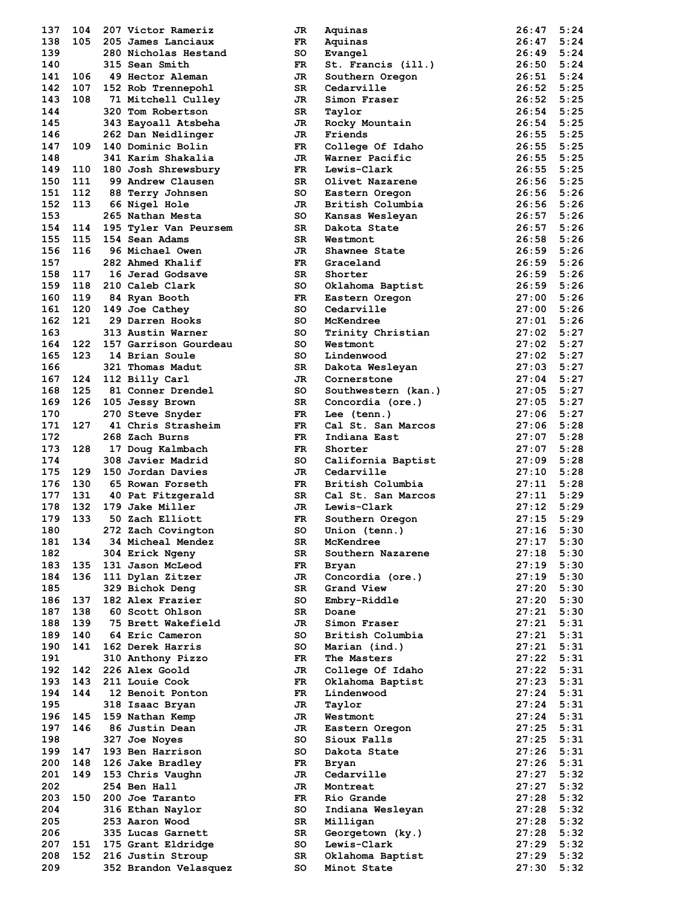| Place | Team Place | Bib | Name | Yr | School | Time | Pace |
|---|---|---|---|---|---|---|---|
| 137 | 104 | 207 | Victor Rameriz | JR | Aquinas | 26:47 | 5:24 |
| 138 | 105 | 205 | James Lanciaux | FR | Aquinas | 26:47 | 5:24 |
| 139 | | 280 | Nicholas Hestand | SO | Evangel | 26:49 | 5:24 |
| 140 | | 315 | Sean Smith | FR | St. Francis (ill.) | 26:50 | 5:24 |
| 141 | 106 | 49 | Hector Aleman | JR | Southern Oregon | 26:51 | 5:24 |
| 142 | 107 | 152 | Rob Trennepohl | SR | Cedarville | 26:52 | 5:25 |
| 143 | 108 | 71 | Mitchell Culley | JR | Simon Fraser | 26:52 | 5:25 |
| 144 | | 320 | Tom Robertson | SR | Taylor | 26:54 | 5:25 |
| 145 | | 343 | Eayoall Atsbeha | JR | Rocky Mountain | 26:54 | 5:25 |
| 146 | | 262 | Dan Neidlinger | JR | Friends | 26:55 | 5:25 |
| 147 | 109 | 140 | Dominic Bolin | FR | College Of Idaho | 26:55 | 5:25 |
| 148 | | 341 | Karim Shakalia | JR | Warner Pacific | 26:55 | 5:25 |
| 149 | 110 | 180 | Josh Shrewsbury | FR | Lewis-Clark | 26:55 | 5:25 |
| 150 | 111 | 99 | Andrew Clausen | SR | Olivet Nazarene | 26:56 | 5:25 |
| 151 | 112 | 88 | Terry Johnsen | SO | Eastern Oregon | 26:56 | 5:26 |
| 152 | 113 | 66 | Nigel Hole | JR | British Columbia | 26:56 | 5:26 |
| 153 | | 265 | Nathan Mesta | SO | Kansas Wesleyan | 26:57 | 5:26 |
| 154 | 114 | 195 | Tyler Van Peursem | SR | Dakota State | 26:57 | 5:26 |
| 155 | 115 | 154 | Sean Adams | SR | Westmont | 26:58 | 5:26 |
| 156 | 116 | 96 | Michael Owen | JR | Shawnee State | 26:59 | 5:26 |
| 157 | | 282 | Ahmed Khalif | FR | Graceland | 26:59 | 5:26 |
| 158 | 117 | 16 | Jerad Godsave | SR | Shorter | 26:59 | 5:26 |
| 159 | 118 | 210 | Caleb Clark | SO | Oklahoma Baptist | 26:59 | 5:26 |
| 160 | 119 | 84 | Ryan Booth | FR | Eastern Oregon | 27:00 | 5:26 |
| 161 | 120 | 149 | Joe Cathey | SO | Cedarville | 27:00 | 5:26 |
| 162 | 121 | 29 | Darren Hooks | SO | McKendree | 27:01 | 5:26 |
| 163 | | 313 | Austin Warner | SO | Trinity Christian | 27:02 | 5:27 |
| 164 | 122 | 157 | Garrison Gourdeau | SO | Westmont | 27:02 | 5:27 |
| 165 | 123 | 14 | Brian Soule | SO | Lindenwood | 27:02 | 5:27 |
| 166 | | 321 | Thomas Madut | SR | Dakota Wesleyan | 27:03 | 5:27 |
| 167 | 124 | 112 | Billy Carl | JR | Cornerstone | 27:04 | 5:27 |
| 168 | 125 | 81 | Conner Drendel | SO | Southwestern (kan.) | 27:05 | 5:27 |
| 169 | 126 | 105 | Jessy Brown | SR | Concordia (ore.) | 27:05 | 5:27 |
| 170 | | 270 | Steve Snyder | FR | Lee (tenn.) | 27:06 | 5:27 |
| 171 | 127 | 41 | Chris Strasheim | FR | Cal St. San Marcos | 27:06 | 5:28 |
| 172 | | 268 | Zach Burns | FR | Indiana East | 27:07 | 5:28 |
| 173 | 128 | 17 | Doug Kalmbach | FR | Shorter | 27:07 | 5:28 |
| 174 | | 308 | Javier Madrid | SO | California Baptist | 27:09 | 5:28 |
| 175 | 129 | 150 | Jordan Davies | JR | Cedarville | 27:10 | 5:28 |
| 176 | 130 | 65 | Rowan Forseth | FR | British Columbia | 27:11 | 5:28 |
| 177 | 131 | 40 | Pat Fitzgerald | SR | Cal St. San Marcos | 27:11 | 5:29 |
| 178 | 132 | 179 | Jake Miller | JR | Lewis-Clark | 27:12 | 5:29 |
| 179 | 133 | 50 | Zach Elliott | FR | Southern Oregon | 27:15 | 5:29 |
| 180 | | 272 | Zach Covington | SO | Union (tenn.) | 27:16 | 5:30 |
| 181 | 134 | 34 | Micheal Mendez | SR | McKendree | 27:17 | 5:30 |
| 182 | | 304 | Erick Ngeny | SR | Southern Nazarene | 27:18 | 5:30 |
| 183 | 135 | 131 | Jason McLeod | FR | Bryan | 27:19 | 5:30 |
| 184 | 136 | 111 | Dylan Zitzer | JR | Concordia (ore.) | 27:19 | 5:30 |
| 185 | | 329 | Bichok Deng | SR | Grand View | 27:20 | 5:30 |
| 186 | 137 | 182 | Alex Frazier | SO | Embry-Riddle | 27:20 | 5:30 |
| 187 | 138 | 60 | Scott Ohlson | SR | Doane | 27:21 | 5:30 |
| 188 | 139 | 75 | Brett Wakefield | JR | Simon Fraser | 27:21 | 5:31 |
| 189 | 140 | 64 | Eric Cameron | SO | British Columbia | 27:21 | 5:31 |
| 190 | 141 | 162 | Derek Harris | SO | Marian (ind.) | 27:21 | 5:31 |
| 191 | | 310 | Anthony Pizzo | FR | The Masters | 27:22 | 5:31 |
| 192 | 142 | 226 | Alex Goold | JR | College Of Idaho | 27:22 | 5:31 |
| 193 | 143 | 211 | Louie Cook | FR | Oklahoma Baptist | 27:23 | 5:31 |
| 194 | 144 | 12 | Benoit Ponton | FR | Lindenwood | 27:24 | 5:31 |
| 195 | | 318 | Isaac Bryan | JR | Taylor | 27:24 | 5:31 |
| 196 | 145 | 159 | Nathan Kemp | JR | Westmont | 27:24 | 5:31 |
| 197 | 146 | 86 | Justin Dean | JR | Eastern Oregon | 27:25 | 5:31 |
| 198 | | 327 | Joe Noyes | SO | Sioux Falls | 27:25 | 5:31 |
| 199 | 147 | 193 | Ben Harrison | SO | Dakota State | 27:26 | 5:31 |
| 200 | 148 | 126 | Jake Bradley | FR | Bryan | 27:26 | 5:31 |
| 201 | 149 | 153 | Chris Vaughn | JR | Cedarville | 27:27 | 5:32 |
| 202 | | 254 | Ben Hall | JR | Montreat | 27:27 | 5:32 |
| 203 | 150 | 200 | Joe Taranto | FR | Rio Grande | 27:28 | 5:32 |
| 204 | | 316 | Ethan Naylor | SO | Indiana Wesleyan | 27:28 | 5:32 |
| 205 | | 253 | Aaron Wood | SR | Milligan | 27:28 | 5:32 |
| 206 | | 335 | Lucas Garnett | SR | Georgetown (ky.) | 27:28 | 5:32 |
| 207 | 151 | 175 | Grant Eldridge | SO | Lewis-Clark | 27:29 | 5:32 |
| 208 | 152 | 216 | Justin Stroup | SR | Oklahoma Baptist | 27:29 | 5:32 |
| 209 | | 352 | Brandon Velasquez | SO | Minot State | 27:30 | 5:32 |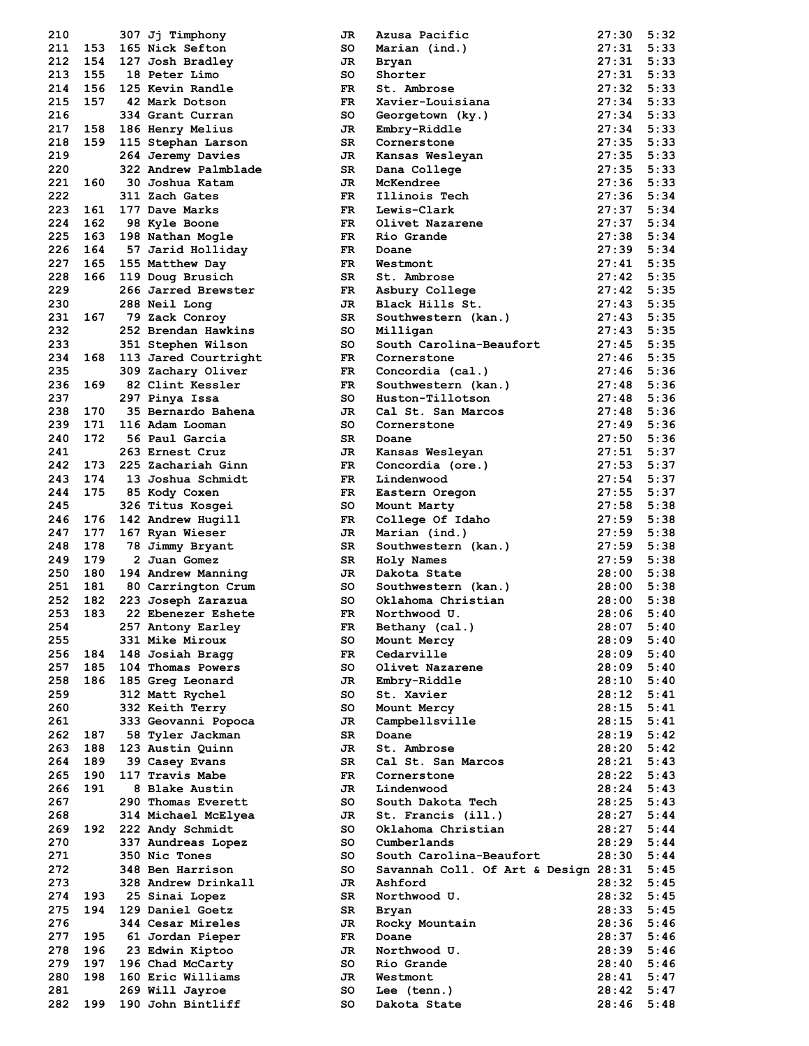| Place | Team Place | Bib | Name | Year | School | Time | Pace |
|---|---|---|---|---|---|---|---|
| 210 | | 307 | Jj Timphony | JR | Azusa Pacific | 27:30 | 5:32 |
| 211 | 153 | 165 | Nick Sefton | SO | Marian (ind.) | 27:31 | 5:33 |
| 212 | 154 | 127 | Josh Bradley | JR | Bryan | 27:31 | 5:33 |
| 213 | 155 | 18 | Peter Limo | SO | Shorter | 27:31 | 5:33 |
| 214 | 156 | 125 | Kevin Randle | FR | St. Ambrose | 27:32 | 5:33 |
| 215 | 157 | 42 | Mark Dotson | FR | Xavier-Louisiana | 27:34 | 5:33 |
| 216 | | 334 | Grant Curran | SO | Georgetown (ky.) | 27:34 | 5:33 |
| 217 | 158 | 186 | Henry Melius | JR | Embry-Riddle | 27:34 | 5:33 |
| 218 | 159 | 115 | Stephan Larson | SR | Cornerstone | 27:35 | 5:33 |
| 219 | | 264 | Jeremy Davies | JR | Kansas Wesleyan | 27:35 | 5:33 |
| 220 | | 322 | Andrew Palmblade | SR | Dana College | 27:35 | 5:33 |
| 221 | 160 | 30 | Joshua Katam | JR | McKendree | 27:36 | 5:33 |
| 222 | | 311 | Zach Gates | FR | Illinois Tech | 27:36 | 5:34 |
| 223 | 161 | 177 | Dave Marks | FR | Lewis-Clark | 27:37 | 5:34 |
| 224 | 162 | 98 | Kyle Boone | FR | Olivet Nazarene | 27:37 | 5:34 |
| 225 | 163 | 198 | Nathan Mogle | FR | Rio Grande | 27:38 | 5:34 |
| 226 | 164 | 57 | Jarid Holliday | FR | Doane | 27:39 | 5:34 |
| 227 | 165 | 155 | Matthew Day | FR | Westmont | 27:41 | 5:35 |
| 228 | 166 | 119 | Doug Brusich | SR | St. Ambrose | 27:42 | 5:35 |
| 229 | | 266 | Jarred Brewster | FR | Asbury College | 27:42 | 5:35 |
| 230 | | 288 | Neil Long | JR | Black Hills St. | 27:43 | 5:35 |
| 231 | 167 | 79 | Zack Conroy | SR | Southwestern (kan.) | 27:43 | 5:35 |
| 232 | | 252 | Brendan Hawkins | SO | Milligan | 27:43 | 5:35 |
| 233 | | 351 | Stephen Wilson | SO | South Carolina-Beaufort | 27:45 | 5:35 |
| 234 | 168 | 113 | Jared Courtright | FR | Cornerstone | 27:46 | 5:35 |
| 235 | | 309 | Zachary Oliver | FR | Concordia (cal.) | 27:46 | 5:36 |
| 236 | 169 | 82 | Clint Kessler | FR | Southwestern (kan.) | 27:48 | 5:36 |
| 237 | | 297 | Pinya Issa | SO | Huston-Tillotson | 27:48 | 5:36 |
| 238 | 170 | 35 | Bernardo Bahena | JR | Cal St. San Marcos | 27:48 | 5:36 |
| 239 | 171 | 116 | Adam Looman | SO | Cornerstone | 27:49 | 5:36 |
| 240 | 172 | 56 | Paul Garcia | SR | Doane | 27:50 | 5:36 |
| 241 | | 263 | Ernest Cruz | JR | Kansas Wesleyan | 27:51 | 5:37 |
| 242 | 173 | 225 | Zachariah Ginn | FR | Concordia (ore.) | 27:53 | 5:37 |
| 243 | 174 | 13 | Joshua Schmidt | FR | Lindenwood | 27:54 | 5:37 |
| 244 | 175 | 85 | Kody Coxen | FR | Eastern Oregon | 27:55 | 5:37 |
| 245 | | 326 | Titus Kosgei | SO | Mount Marty | 27:58 | 5:38 |
| 246 | 176 | 142 | Andrew Hugill | FR | College Of Idaho | 27:59 | 5:38 |
| 247 | 177 | 167 | Ryan Wieser | JR | Marian (ind.) | 27:59 | 5:38 |
| 248 | 178 | 78 | Jimmy Bryant | SR | Southwestern (kan.) | 27:59 | 5:38 |
| 249 | 179 | 2 | Juan Gomez | SR | Holy Names | 27:59 | 5:38 |
| 250 | 180 | 194 | Andrew Manning | JR | Dakota State | 28:00 | 5:38 |
| 251 | 181 | 80 | Carrington Crum | SO | Southwestern (kan.) | 28:00 | 5:38 |
| 252 | 182 | 223 | Joseph Zarazua | SO | Oklahoma Christian | 28:00 | 5:38 |
| 253 | 183 | 22 | Ebenezer Eshete | FR | Northwood U. | 28:06 | 5:40 |
| 254 | | 257 | Antony Earley | FR | Bethany (cal.) | 28:07 | 5:40 |
| 255 | | 331 | Mike Miroux | SO | Mount Mercy | 28:09 | 5:40 |
| 256 | 184 | 148 | Josiah Bragg | FR | Cedarville | 28:09 | 5:40 |
| 257 | 185 | 104 | Thomas Powers | SO | Olivet Nazarene | 28:09 | 5:40 |
| 258 | 186 | 185 | Greg Leonard | JR | Embry-Riddle | 28:10 | 5:40 |
| 259 | | 312 | Matt Rychel | SO | St. Xavier | 28:12 | 5:41 |
| 260 | | 332 | Keith Terry | SO | Mount Mercy | 28:15 | 5:41 |
| 261 | | 333 | Geovanni Popoca | JR | Campbellsville | 28:15 | 5:41 |
| 262 | 187 | 58 | Tyler Jackman | SR | Doane | 28:19 | 5:42 |
| 263 | 188 | 123 | Austin Quinn | JR | St. Ambrose | 28:20 | 5:42 |
| 264 | 189 | 39 | Casey Evans | SR | Cal St. San Marcos | 28:21 | 5:43 |
| 265 | 190 | 117 | Travis Mabe | FR | Cornerstone | 28:22 | 5:43 |
| 266 | 191 | 8 | Blake Austin | JR | Lindenwood | 28:24 | 5:43 |
| 267 | | 290 | Thomas Everett | SO | South Dakota Tech | 28:25 | 5:43 |
| 268 | | 314 | Michael McElyea | JR | St. Francis (ill.) | 28:27 | 5:44 |
| 269 | 192 | 222 | Andy Schmidt | SO | Oklahoma Christian | 28:27 | 5:44 |
| 270 | | 337 | Aundreas Lopez | SO | Cumberlands | 28:29 | 5:44 |
| 271 | | 350 | Nic Tones | SO | South Carolina-Beaufort | 28:30 | 5:44 |
| 272 | | 348 | Ben Harrison | SO | Savannah Coll. Of Art & Design | 28:31 | 5:45 |
| 273 | | 328 | Andrew Drinkall | JR | Ashford | 28:32 | 5:45 |
| 274 | 193 | 25 | Sinai Lopez | SR | Northwood U. | 28:32 | 5:45 |
| 275 | 194 | 129 | Daniel Goetz | SR | Bryan | 28:33 | 5:45 |
| 276 | | 344 | Cesar Mireles | JR | Rocky Mountain | 28:36 | 5:46 |
| 277 | 195 | 61 | Jordan Pieper | FR | Doane | 28:37 | 5:46 |
| 278 | 196 | 23 | Edwin Kiptoo | JR | Northwood U. | 28:39 | 5:46 |
| 279 | 197 | 196 | Chad McCarty | SO | Rio Grande | 28:40 | 5:46 |
| 280 | 198 | 160 | Eric Williams | JR | Westmont | 28:41 | 5:47 |
| 281 | | 269 | Will Jayroe | SO | Lee (tenn.) | 28:42 | 5:47 |
| 282 | 199 | 190 | John Bintliff | SO | Dakota State | 28:46 | 5:48 |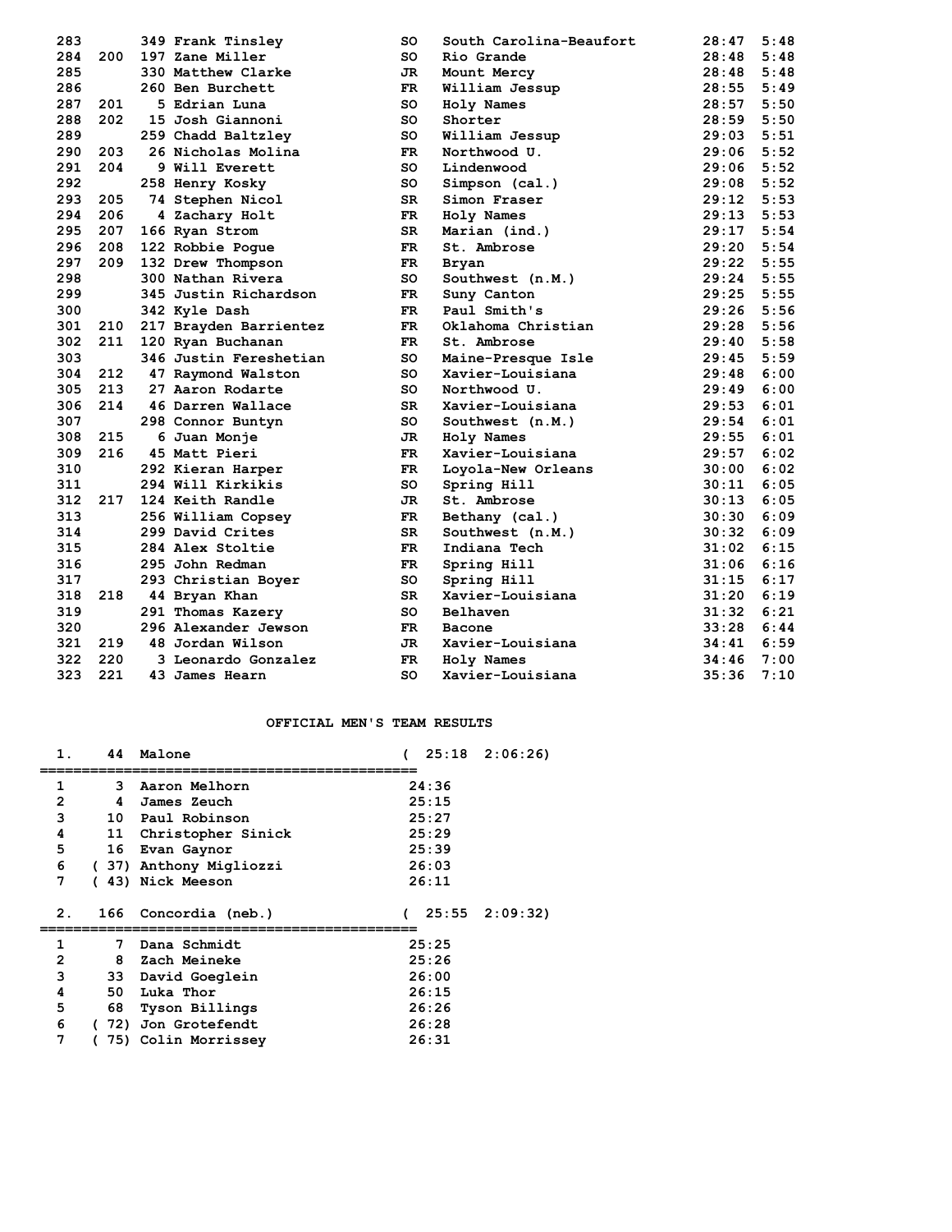| Place | Team Place | Bib | Name | Yr | Team | Time | Pace |
|---|---|---|---|---|---|---|---|
| 283 | | 349 | Frank Tinsley | SO | South Carolina-Beaufort | 28:47 | 5:48 |
| 284 | 200 | 197 | Zane Miller | SO | Rio Grande | 28:48 | 5:48 |
| 285 | | 330 | Matthew Clarke | JR | Mount Mercy | 28:48 | 5:48 |
| 286 | | 260 | Ben Burchett | FR | William Jessup | 28:55 | 5:49 |
| 287 | 201 | 5 | Edrian Luna | SO | Holy Names | 28:57 | 5:50 |
| 288 | 202 | 15 | Josh Giannoni | SO | Shorter | 28:59 | 5:50 |
| 289 | | 259 | Chadd Baltzley | SO | William Jessup | 29:03 | 5:51 |
| 290 | 203 | 26 | Nicholas Molina | FR | Northwood U. | 29:06 | 5:52 |
| 291 | 204 | 9 | Will Everett | SO | Lindenwood | 29:06 | 5:52 |
| 292 | | 258 | Henry Kosky | SO | Simpson (cal.) | 29:08 | 5:52 |
| 293 | 205 | 74 | Stephen Nicol | SR | Simon Fraser | 29:12 | 5:53 |
| 294 | 206 | 4 | Zachary Holt | FR | Holy Names | 29:13 | 5:53 |
| 295 | 207 | 166 | Ryan Strom | SR | Marian (ind.) | 29:17 | 5:54 |
| 296 | 208 | 122 | Robbie Pogue | FR | St. Ambrose | 29:20 | 5:54 |
| 297 | 209 | 132 | Drew Thompson | FR | Bryan | 29:22 | 5:55 |
| 298 | | 300 | Nathan Rivera | SO | Southwest (n.M.) | 29:24 | 5:55 |
| 299 | | 345 | Justin Richardson | FR | Suny Canton | 29:25 | 5:55 |
| 300 | | 342 | Kyle Dash | FR | Paul Smith's | 29:26 | 5:56 |
| 301 | 210 | 217 | Brayden Barrientez | FR | Oklahoma Christian | 29:28 | 5:56 |
| 302 | 211 | 120 | Ryan Buchanan | FR | St. Ambrose | 29:40 | 5:58 |
| 303 | | 346 | Justin Fereshetian | SO | Maine-Presque Isle | 29:45 | 5:59 |
| 304 | 212 | 47 | Raymond Walston | SO | Xavier-Louisiana | 29:48 | 6:00 |
| 305 | 213 | 27 | Aaron Rodarte | SO | Northwood U. | 29:49 | 6:00 |
| 306 | 214 | 46 | Darren Wallace | SR | Xavier-Louisiana | 29:53 | 6:01 |
| 307 | | 298 | Connor Buntyn | SO | Southwest (n.M.) | 29:54 | 6:01 |
| 308 | 215 | 6 | Juan Monje | JR | Holy Names | 29:55 | 6:01 |
| 309 | 216 | 45 | Matt Pieri | FR | Xavier-Louisiana | 29:57 | 6:02 |
| 310 | | 292 | Kieran Harper | FR | Loyola-New Orleans | 30:00 | 6:02 |
| 311 | | 294 | Will Kirkikis | SO | Spring Hill | 30:11 | 6:05 |
| 312 | 217 | 124 | Keith Randle | JR | St. Ambrose | 30:13 | 6:05 |
| 313 | | 256 | William Copsey | FR | Bethany (cal.) | 30:30 | 6:09 |
| 314 | | 299 | David Crites | SR | Southwest (n.M.) | 30:32 | 6:09 |
| 315 | | 284 | Alex Stoltie | FR | Indiana Tech | 31:02 | 6:15 |
| 316 | | 295 | John Redman | FR | Spring Hill | 31:06 | 6:16 |
| 317 | | 293 | Christian Boyer | SO | Spring Hill | 31:15 | 6:17 |
| 318 | 218 | 44 | Bryan Khan | SR | Xavier-Louisiana | 31:20 | 6:19 |
| 319 | | 291 | Thomas Kazery | SO | Belhaven | 31:32 | 6:21 |
| 320 | | 296 | Alexander Jewson | FR | Bacone | 33:28 | 6:44 |
| 321 | 219 | 48 | Jordan Wilson | JR | Xavier-Louisiana | 34:41 | 6:59 |
| 322 | 220 | 3 | Leonardo Gonzalez | FR | Holy Names | 34:46 | 7:00 |
| 323 | 221 | 43 | James Hearn | SO | Xavier-Louisiana | 35:36 | 7:10 |

## OFFICIAL MEN'S TEAM RESULTS

**1. 44 Malone ( 25:18 2:06:26)**

| | Place | Name | Time |
|---|---|---|---|
| 1 | 3 | Aaron Melhorn | 24:36 |
| 2 | 4 | James Zeuch | 25:15 |
| 3 | 10 | Paul Robinson | 25:27 |
| 4 | 11 | Christopher Sinick | 25:29 |
| 5 | 16 | Evan Gaynor | 25:39 |
| 6 | (37) | Anthony Migliozzi | 26:03 |
| 7 | (43) | Nick Meeson | 26:11 |

**2. 166 Concordia (neb.) ( 25:55 2:09:32)**

| | Place | Name | Time |
|---|---|---|---|
| 1 | 7 | Dana Schmidt | 25:25 |
| 2 | 8 | Zach Meineke | 25:26 |
| 3 | 33 | David Goeglein | 26:00 |
| 4 | 50 | Luka Thor | 26:15 |
| 5 | 68 | Tyson Billings | 26:26 |
| 6 | (72) | Jon Grotefendt | 26:28 |
| 7 | (75) | Colin Morrissey | 26:31 |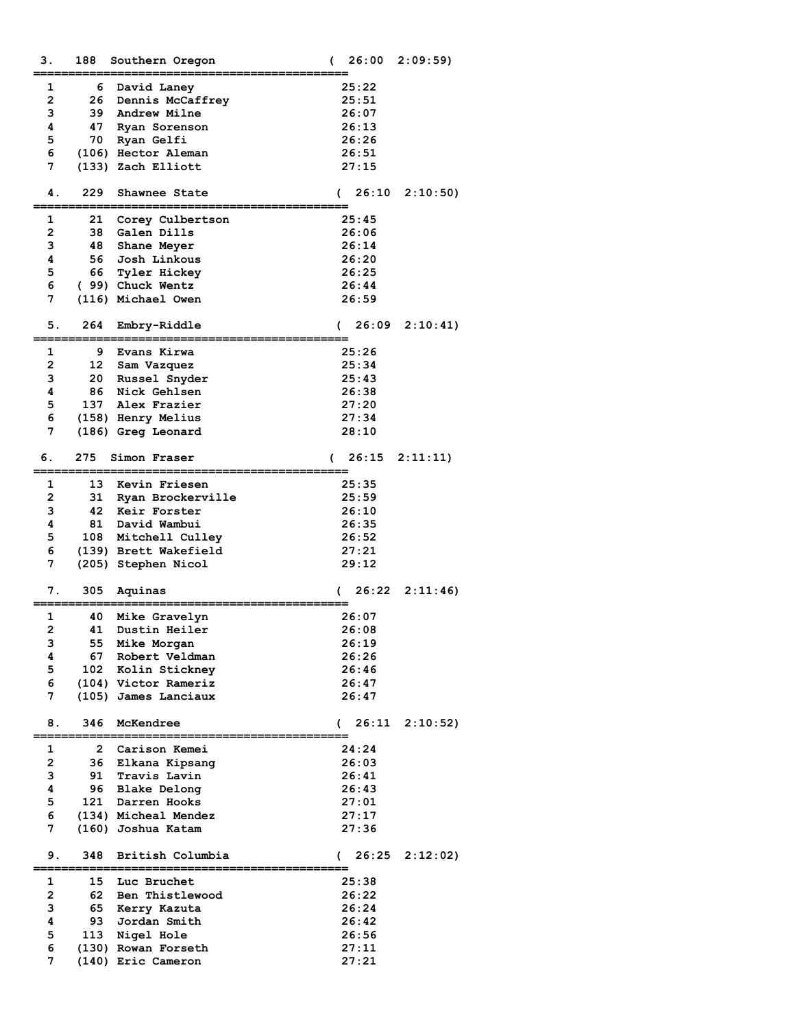```
 3.   188  Southern Oregon                 (  26:00  2:09:59)
=============================================
  1       6  David Laney                     25:22
  2      26  Dennis McCaffrey                25:51
  3      39  Andrew Milne                    26:07
  4      47  Ryan Sorenson                   26:13
  5      70  Ryan Gelfi                      26:26
  6    (106) Hector Aleman                   26:51
  7    (133) Zach Elliott                    27:15

 4.   229  Shawnee State                   (  26:10  2:10:50)
=============================================
  1      21  Corey Culbertson                25:45
  2      38  Galen Dills                     26:06
  3      48  Shane Meyer                     26:14
  4      56  Josh Linkous                    26:20
  5      66  Tyler Hickey                    26:25
  6    ( 99) Chuck Wentz                     26:44
  7    (116) Michael Owen                    26:59

 5.   264  Embry-Riddle                    (  26:09  2:10:41)
=============================================
  1       9  Evans Kirwa                     25:26
  2      12  Sam Vazquez                     25:34
  3      20  Russel Snyder                   25:43
  4      86  Nick Gehlsen                    26:38
  5     137  Alex Frazier                    27:20
  6    (158) Henry Melius                    27:34
  7    (186) Greg Leonard                    28:10

 6.   275  Simon Fraser                    (  26:15  2:11:11)
=============================================
  1      13  Kevin Friesen                   25:35
  2      31  Ryan Brockerville               25:59
  3      42  Keir Forster                    26:10
  4      81  David Wambui                    26:35
  5     108  Mitchell Culley                 26:52
  6    (139) Brett Wakefield                 27:21
  7    (205) Stephen Nicol                   29:12

 7.   305  Aquinas                         (  26:22  2:11:46)
=============================================
  1      40  Mike Gravelyn                   26:07
  2      41  Dustin Heiler                   26:08
  3      55  Mike Morgan                     26:19
  4      67  Robert Veldman                  26:26
  5     102  Kolin Stickney                  26:46
  6    (104) Victor Rameriz                  26:47
  7    (105) James Lanciaux                  26:47

 8.   346  McKendree                       (  26:11  2:10:52)
=============================================
  1       2  Carison Kemei                   24:24
  2      36  Elkana Kipsang                  26:03
  3      91  Travis Lavin                    26:41
  4      96  Blake Delong                    26:43
  5     121  Darren Hooks                    27:01
  6    (134) Micheal Mendez                  27:17
  7    (160) Joshua Katam                    27:36

 9.   348  British Columbia                (  26:25  2:12:02)
=============================================
  1      15  Luc Bruchet                     25:38
  2      62  Ben Thistlewood                 26:22
  3      65  Kerry Kazuta                    26:24
  4      93  Jordan Smith                    26:42
  5     113  Nigel Hole                      26:56
  6    (130) Rowan Forseth                   27:11
  7    (140) Eric Cameron                    27:21
```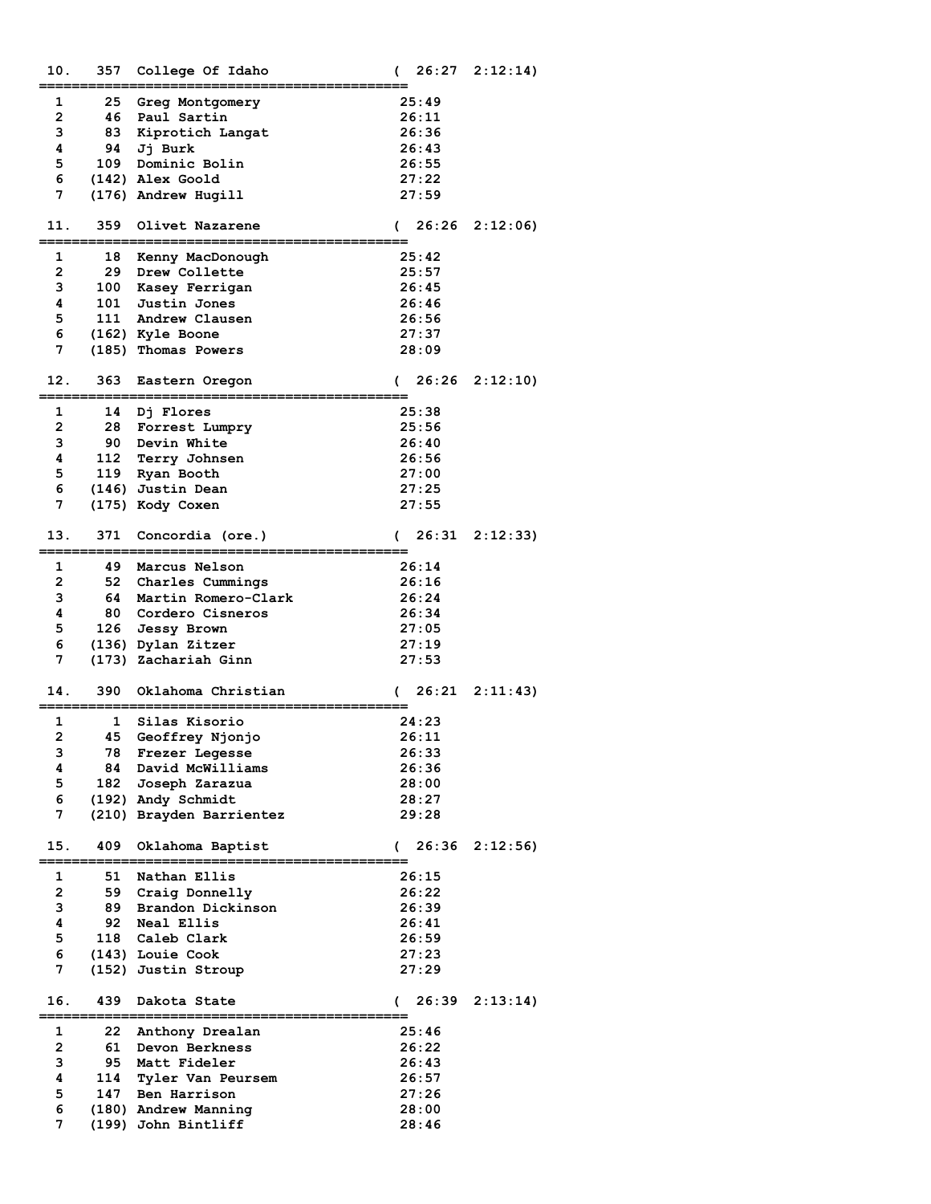```
10.   357  College Of Idaho              (  26:27  2:12:14)
===============================================
  1     25  Greg Montgomery               25:49
  2     46  Paul Sartin                   26:11
  3     83  Kiprotich Langat              26:36
  4     94  Jj Burk                       26:43
  5    109  Dominic Bolin                 26:55
  6   (142) Alex Goold                    27:22
  7   (176) Andrew Hugill                 27:59

11.   359  Olivet Nazarene               (  26:26  2:12:06)
===============================================
  1     18  Kenny MacDonough              25:42
  2     29  Drew Collette                 25:57
  3    100  Kasey Ferrigan                26:45
  4    101  Justin Jones                  26:46
  5    111  Andrew Clausen                26:56
  6   (162) Kyle Boone                    27:37
  7   (185) Thomas Powers                 28:09

12.   363  Eastern Oregon                (  26:26  2:12:10)
===============================================
  1     14  Dj Flores                     25:38
  2     28  Forrest Lumpry                25:56
  3     90  Devin White                   26:40
  4    112  Terry Johnsen                 26:56
  5    119  Ryan Booth                    27:00
  6   (146) Justin Dean                   27:25
  7   (175) Kody Coxen                    27:55

13.   371  Concordia (ore.)              (  26:31  2:12:33)
===============================================
  1     49  Marcus Nelson                 26:14
  2     52  Charles Cummings              26:16
  3     64  Martin Romero-Clark           26:24
  4     80  Cordero Cisneros              26:34
  5    126  Jessy Brown                   27:05
  6   (136) Dylan Zitzer                  27:19
  7   (173) Zachariah Ginn                27:53

14.   390  Oklahoma Christian            (  26:21  2:11:43)
===============================================
  1      1  Silas Kisorio                 24:23
  2     45  Geoffrey Njonjo               26:11
  3     78  Frezer Legesse                26:33
  4     84  David McWilliams              26:36
  5    182  Joseph Zarazua                28:00
  6   (192) Andy Schmidt                  28:27
  7   (210) Brayden Barrientez            29:28

15.   409  Oklahoma Baptist              (  26:36  2:12:56)
===============================================
  1     51  Nathan Ellis                  26:15
  2     59  Craig Donnelly                26:22
  3     89  Brandon Dickinson             26:39
  4     92  Neal Ellis                    26:41
  5    118  Caleb Clark                   26:59
  6   (143) Louie Cook                    27:23
  7   (152) Justin Stroup                 27:29

16.   439  Dakota State                  (  26:39  2:13:14)
===============================================
  1     22  Anthony Drealan               25:46
  2     61  Devon Berkness                26:22
  3     95  Matt Fideler                  26:43
  4    114  Tyler Van Peursem             26:57
  5    147  Ben Harrison                  27:26
  6   (180) Andrew Manning                28:00
  7   (199) John Bintliff                 28:46
```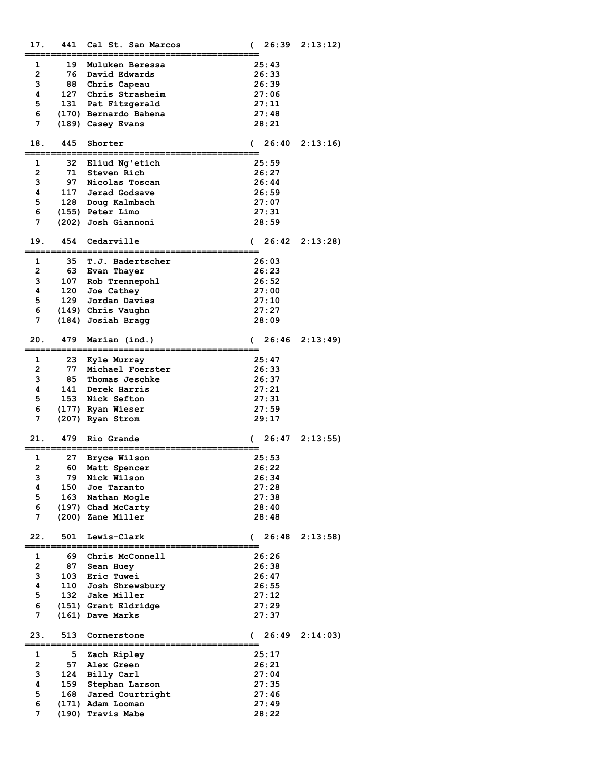```
 17.   441  Cal St. San Marcos            (  26:39  2:13:12)
==============================================
  1      19  Muluken Beressa              25:43
  2      76  David Edwards                26:33
  3      88  Chris Capeau                 26:39
  4     127  Chris Strasheim              27:06
  5     131  Pat Fitzgerald               27:11
  6    (170) Bernardo Bahena              27:48
  7    (189) Casey Evans                  28:21

 18.   445  Shorter                       (  26:40  2:13:16)
==============================================
  1      32  Eliud Ng'etich               25:59
  2      71  Steven Rich                  26:27
  3      97  Nicolas Toscan               26:44
  4     117  Jerad Godsave                26:59
  5     128  Doug Kalmbach                27:07
  6    (155) Peter Limo                   27:31
  7    (202) Josh Giannoni                28:59

 19.   454  Cedarville                    (  26:42  2:13:28)
==============================================
  1      35  T.J. Badertscher             26:03
  2      63  Evan Thayer                  26:23
  3     107  Rob Trennepohl               26:52
  4     120  Joe Cathey                   27:00
  5     129  Jordan Davies                27:10
  6    (149) Chris Vaughn                 27:27
  7    (184) Josiah Bragg                 28:09

 20.   479  Marian (ind.)                 (  26:46  2:13:49)
==============================================
  1      23  Kyle Murray                  25:47
  2      77  Michael Foerster             26:33
  3      85  Thomas Jeschke               26:37
  4     141  Derek Harris                 27:21
  5     153  Nick Sefton                  27:31
  6    (177) Ryan Wieser                  27:59
  7    (207) Ryan Strom                   29:17

 21.   479  Rio Grande                    (  26:47  2:13:55)
==============================================
  1      27  Bryce Wilson                 25:53
  2      60  Matt Spencer                 26:22
  3      79  Nick Wilson                  26:34
  4     150  Joe Taranto                  27:28
  5     163  Nathan Mogle                 27:38
  6    (197) Chad McCarty                 28:40
  7    (200) Zane Miller                  28:48

 22.   501  Lewis-Clark                   (  26:48  2:13:58)
==============================================
  1      69  Chris McConnell              26:26
  2      87  Sean Huey                    26:38
  3     103  Eric Tuwei                   26:47
  4     110  Josh Shrewsbury              26:55
  5     132  Jake Miller                  27:12
  6    (151) Grant Eldridge               27:29
  7    (161) Dave Marks                   27:37

 23.   513  Cornerstone                   (  26:49  2:14:03)
==============================================
  1       5  Zach Ripley                  25:17
  2      57  Alex Green                   26:21
  3     124  Billy Carl                   27:04
  4     159  Stephan Larson               27:35
  5     168  Jared Courtright             27:46
  6    (171) Adam Looman                  27:49
  7    (190) Travis Mabe                  28:22
```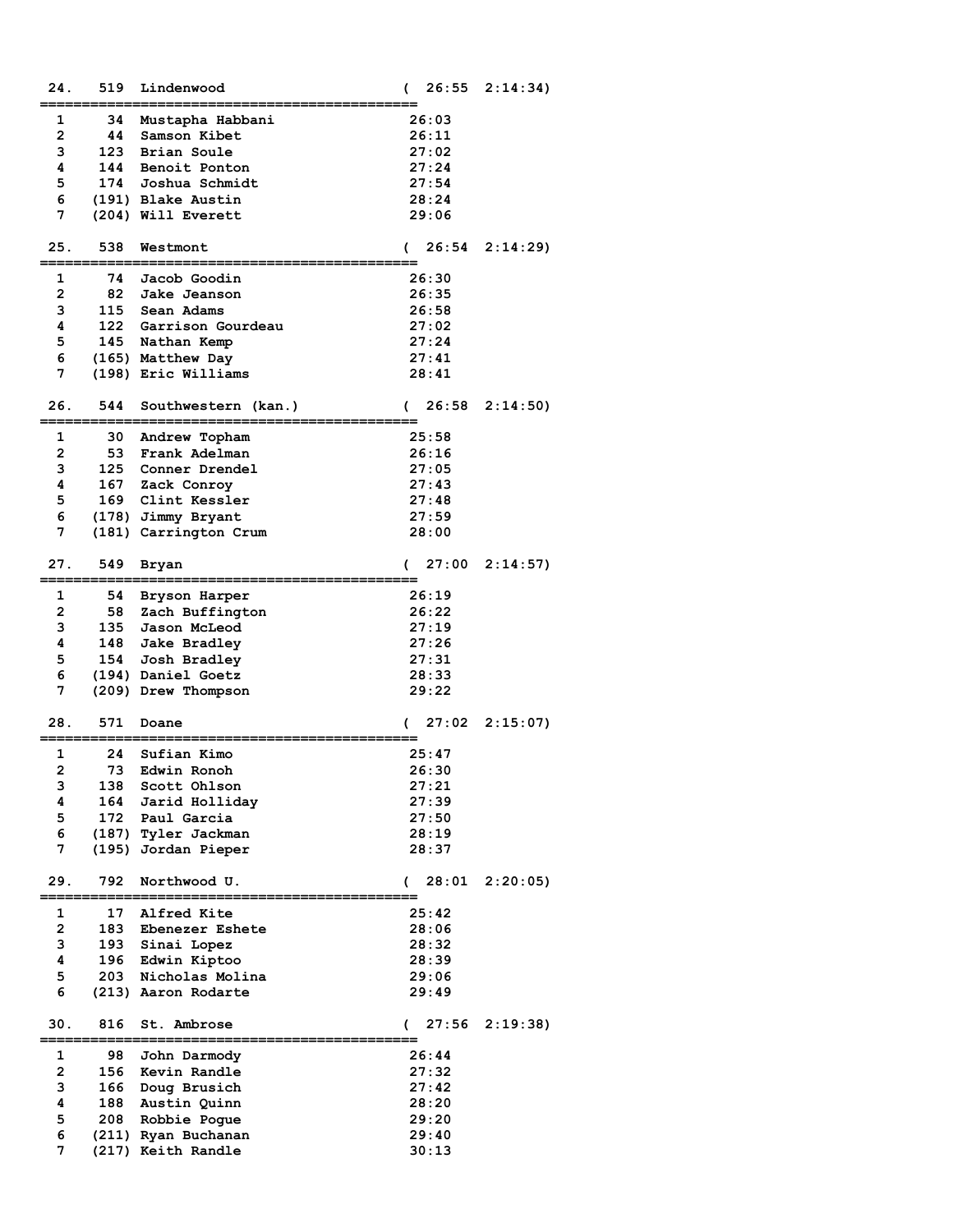```
 24.   519  Lindenwood                      (  26:55  2:14:34)
=============================================
  1     34  Mustapha Habbani               26:03
  2     44  Samson Kibet                   26:11
  3    123  Brian Soule                    27:02
  4    144  Benoit Ponton                  27:24
  5    174  Joshua Schmidt                 27:54
  6   (191) Blake Austin                   28:24
  7   (204) Will Everett                   29:06

 25.   538  Westmont                        (  26:54  2:14:29)
=============================================
  1     74  Jacob Goodin                   26:30
  2     82  Jake Jeanson                   26:35
  3    115  Sean Adams                     26:58
  4    122  Garrison Gourdeau              27:02
  5    145  Nathan Kemp                    27:24
  6   (165) Matthew Day                    27:41
  7   (198) Eric Williams                  28:41

 26.   544  Southwestern (kan.)             (  26:58  2:14:50)
=============================================
  1     30  Andrew Topham                  25:58
  2     53  Frank Adelman                  26:16
  3    125  Conner Drendel                 27:05
  4    167  Zack Conroy                    27:43
  5    169  Clint Kessler                  27:48
  6   (178) Jimmy Bryant                   27:59
  7   (181) Carrington Crum                28:00

 27.   549  Bryan                           (  27:00  2:14:57)
=============================================
  1     54  Bryson Harper                  26:19
  2     58  Zach Buffington                26:22
  3    135  Jason McLeod                   27:19
  4    148  Jake Bradley                   27:26
  5    154  Josh Bradley                   27:31
  6   (194) Daniel Goetz                   28:33
  7   (209) Drew Thompson                  29:22

 28.   571  Doane                           (  27:02  2:15:07)
=============================================
  1     24  Sufian Kimo                    25:47
  2     73  Edwin Ronoh                    26:30
  3    138  Scott Ohlson                   27:21
  4    164  Jarid Holliday                 27:39
  5    172  Paul Garcia                    27:50
  6   (187) Tyler Jackman                  28:19
  7   (195) Jordan Pieper                  28:37

 29.   792  Northwood U.                    (  28:01  2:20:05)
=============================================
  1     17  Alfred Kite                    25:42
  2    183  Ebenezer Eshete                28:06
  3    193  Sinai Lopez                    28:32
  4    196  Edwin Kiptoo                   28:39
  5    203  Nicholas Molina                29:06
  6   (213) Aaron Rodarte                  29:49

 30.   816  St. Ambrose                     (  27:56  2:19:38)
=============================================
  1     98  John Darmody                   26:44
  2    156  Kevin Randle                   27:32
  3    166  Doug Brusich                   27:42
  4    188  Austin Quinn                   28:20
  5    208  Robbie Pogue                   29:20
  6   (211) Ryan Buchanan                  29:40
  7   (217) Keith Randle                   30:13
```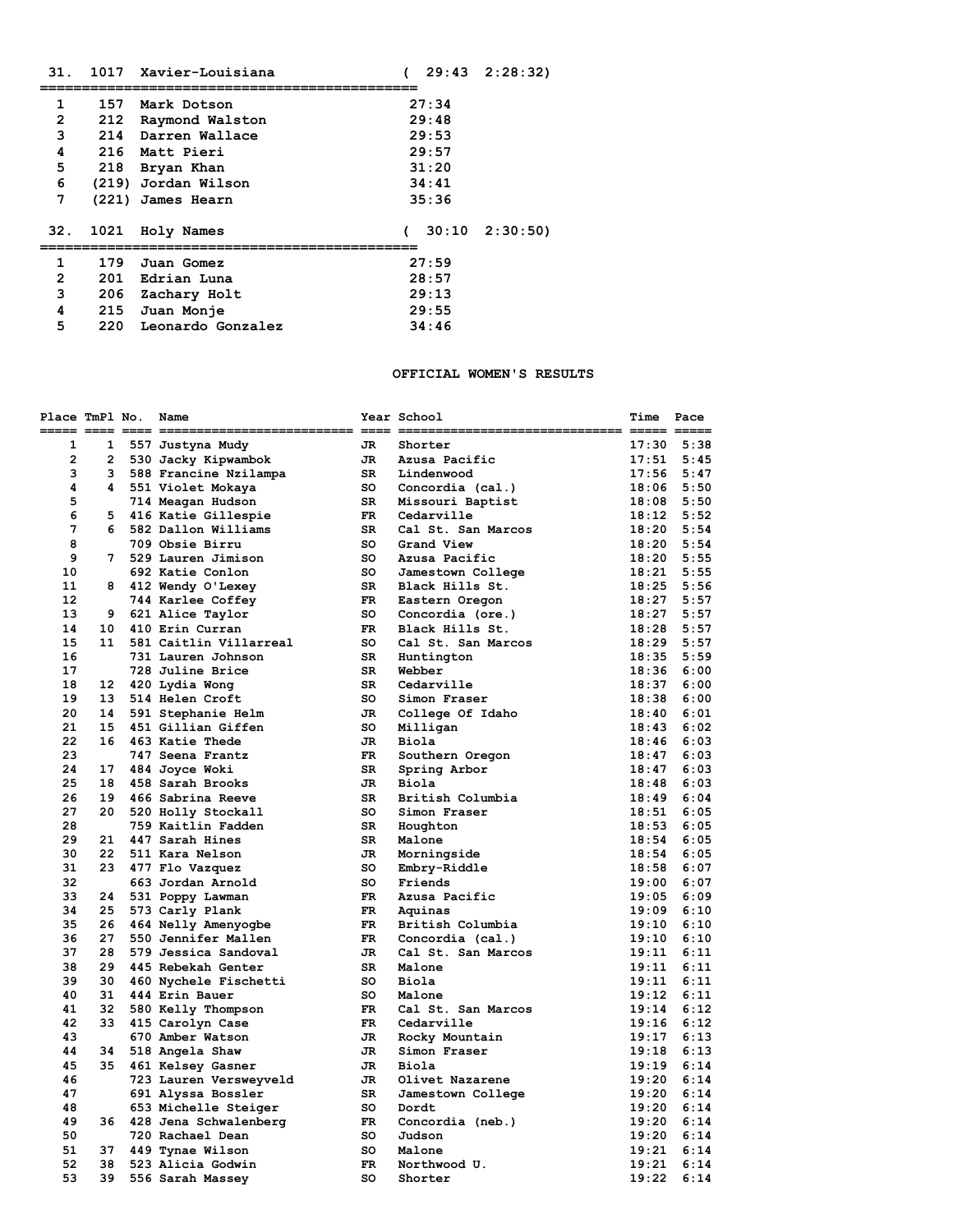## 31. 1017 Xavier-Louisiana ( 29:43 2:28:32)

| | | | |
|---|---|---|---|
| 1 | 157 | Mark Dotson | 27:34 |
| 2 | 212 | Raymond Walston | 29:48 |
| 3 | 214 | Darren Wallace | 29:53 |
| 4 | 216 | Matt Pieri | 29:57 |
| 5 | 218 | Bryan Khan | 31:20 |
| 6 | (219) | Jordan Wilson | 34:41 |
| 7 | (221) | James Hearn | 35:36 |

## 32. 1021 Holy Names ( 30:10 2:30:50)

| | | | |
|---|---|---|---|
| 1 | 179 | Juan Gomez | 27:59 |
| 2 | 201 | Edrian Luna | 28:57 |
| 3 | 206 | Zachary Holt | 29:13 |
| 4 | 215 | Juan Monje | 29:55 |
| 5 | 220 | Leonardo Gonzalez | 34:46 |

# OFFICIAL WOMEN'S RESULTS

| Place | TmPl | No. | Name | Year | School | Time | Pace |
|---|---|---|---|---|---|---|---|
| 1 | 1 | 557 | Justyna Mudy | JR | Shorter | 17:30 | 5:38 |
| 2 | 2 | 530 | Jacky Kipwambok | JR | Azusa Pacific | 17:51 | 5:45 |
| 3 | 3 | 588 | Francine Nzilampa | SR | Lindenwood | 17:56 | 5:47 |
| 4 | 4 | 551 | Violet Mokaya | SO | Concordia (cal.) | 18:06 | 5:50 |
| 5 | | 714 | Meagan Hudson | SR | Missouri Baptist | 18:08 | 5:50 |
| 6 | 5 | 416 | Katie Gillespie | FR | Cedarville | 18:12 | 5:52 |
| 7 | 6 | 582 | Dallon Williams | SR | Cal St. San Marcos | 18:20 | 5:54 |
| 8 | | 709 | Obsie Birru | SO | Grand View | 18:20 | 5:54 |
| 9 | 7 | 529 | Lauren Jimison | SO | Azusa Pacific | 18:20 | 5:55 |
| 10 | | 692 | Katie Conlon | SO | Jamestown College | 18:21 | 5:55 |
| 11 | 8 | 412 | Wendy O'Lexey | SR | Black Hills St. | 18:25 | 5:56 |
| 12 | | 744 | Karlee Coffey | FR | Eastern Oregon | 18:27 | 5:57 |
| 13 | 9 | 621 | Alice Taylor | SO | Concordia (ore.) | 18:27 | 5:57 |
| 14 | 10 | 410 | Erin Curran | FR | Black Hills St. | 18:28 | 5:57 |
| 15 | 11 | 581 | Caitlin Villarreal | SO | Cal St. San Marcos | 18:29 | 5:57 |
| 16 | | 731 | Lauren Johnson | SR | Huntington | 18:35 | 5:59 |
| 17 | | 728 | Juline Brice | SR | Webber | 18:36 | 6:00 |
| 18 | 12 | 420 | Lydia Wong | SR | Cedarville | 18:37 | 6:00 |
| 19 | 13 | 514 | Helen Croft | SO | Simon Fraser | 18:38 | 6:00 |
| 20 | 14 | 591 | Stephanie Helm | JR | College Of Idaho | 18:40 | 6:01 |
| 21 | 15 | 451 | Gillian Giffen | SO | Milligan | 18:43 | 6:02 |
| 22 | 16 | 463 | Katie Thede | JR | Biola | 18:46 | 6:03 |
| 23 | | 747 | Seena Frantz | FR | Southern Oregon | 18:47 | 6:03 |
| 24 | 17 | 484 | Joyce Woki | SR | Spring Arbor | 18:47 | 6:03 |
| 25 | 18 | 458 | Sarah Brooks | JR | Biola | 18:48 | 6:03 |
| 26 | 19 | 466 | Sabrina Reeve | SR | British Columbia | 18:49 | 6:04 |
| 27 | 20 | 520 | Holly Stockall | SO | Simon Fraser | 18:51 | 6:05 |
| 28 | | 759 | Kaitlin Fadden | SR | Houghton | 18:53 | 6:05 |
| 29 | 21 | 447 | Sarah Hines | SR | Malone | 18:54 | 6:05 |
| 30 | 22 | 511 | Kara Nelson | JR | Morningside | 18:54 | 6:05 |
| 31 | 23 | 477 | Flo Vazquez | SO | Embry-Riddle | 18:58 | 6:07 |
| 32 | | 663 | Jordan Arnold | SO | Friends | 19:00 | 6:07 |
| 33 | 24 | 531 | Poppy Lawman | FR | Azusa Pacific | 19:05 | 6:09 |
| 34 | 25 | 573 | Carly Plank | FR | Aquinas | 19:09 | 6:10 |
| 35 | 26 | 464 | Nelly Amenyogbe | FR | British Columbia | 19:10 | 6:10 |
| 36 | 27 | 550 | Jennifer Mallen | FR | Concordia (cal.) | 19:10 | 6:10 |
| 37 | 28 | 579 | Jessica Sandoval | JR | Cal St. San Marcos | 19:11 | 6:11 |
| 38 | 29 | 445 | Rebekah Genter | SR | Malone | 19:11 | 6:11 |
| 39 | 30 | 460 | Nychele Fischetti | SO | Biola | 19:11 | 6:11 |
| 40 | 31 | 444 | Erin Bauer | SO | Malone | 19:12 | 6:11 |
| 41 | 32 | 580 | Kelly Thompson | FR | Cal St. San Marcos | 19:14 | 6:12 |
| 42 | 33 | 415 | Carolyn Case | FR | Cedarville | 19:16 | 6:12 |
| 43 | | 670 | Amber Watson | JR | Rocky Mountain | 19:17 | 6:13 |
| 44 | 34 | 518 | Angela Shaw | JR | Simon Fraser | 19:18 | 6:13 |
| 45 | 35 | 461 | Kelsey Gasner | JR | Biola | 19:19 | 6:14 |
| 46 | | 723 | Lauren Versweyveld | JR | Olivet Nazarene | 19:20 | 6:14 |
| 47 | | 691 | Alyssa Bossler | SR | Jamestown College | 19:20 | 6:14 |
| 48 | | 653 | Michelle Steiger | SO | Dordt | 19:20 | 6:14 |
| 49 | 36 | 428 | Jena Schwalenberg | FR | Concordia (neb.) | 19:20 | 6:14 |
| 50 | | 720 | Rachael Dean | SO | Judson | 19:20 | 6:14 |
| 51 | 37 | 449 | Tynae Wilson | SO | Malone | 19:21 | 6:14 |
| 52 | 38 | 523 | Alicia Godwin | FR | Northwood U. | 19:21 | 6:14 |
| 53 | 39 | 556 | Sarah Massey | SO | Shorter | 19:22 | 6:14 |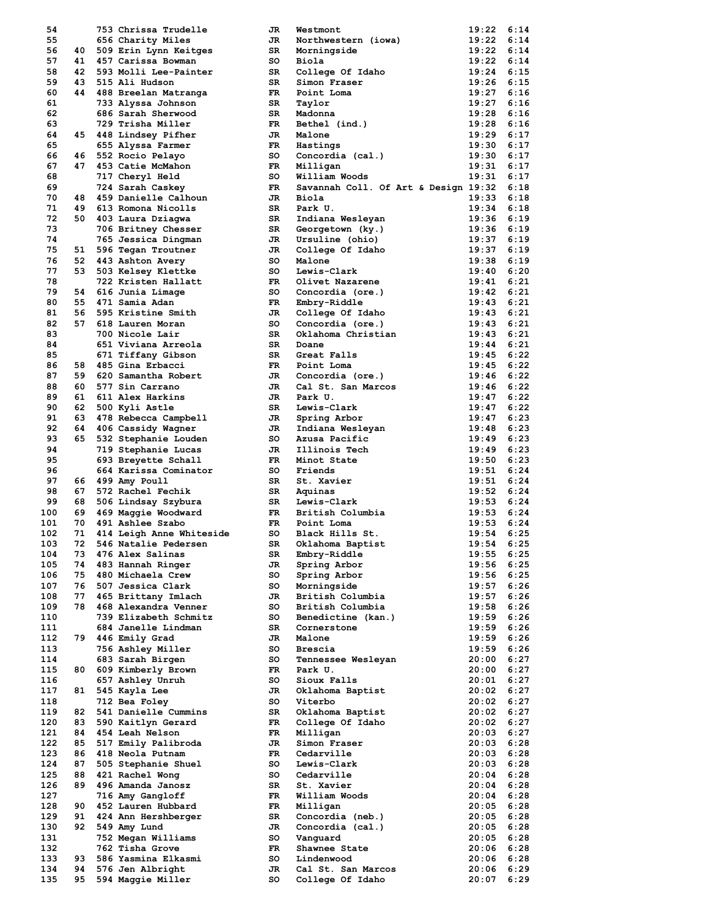| Place | Team Place | Bib | Name | Yr | School | Time | Pace |
|---|---|---|---|---|---|---|---|
| 54 | | 753 | Chrissa Trudelle | JR | Westmont | 19:22 | 6:14 |
| 55 | | 656 | Charity Miles | JR | Northwestern (iowa) | 19:22 | 6:14 |
| 56 | 40 | 509 | Erin Lynn Keitges | SR | Morningside | 19:22 | 6:14 |
| 57 | 41 | 457 | Carissa Bowman | SO | Biola | 19:22 | 6:14 |
| 58 | 42 | 593 | Molli Lee-Painter | SR | College Of Idaho | 19:24 | 6:15 |
| 59 | 43 | 515 | Ali Hudson | SR | Simon Fraser | 19:26 | 6:15 |
| 60 | 44 | 488 | Breelan Matranga | FR | Point Loma | 19:27 | 6:16 |
| 61 | | 733 | Alyssa Johnson | SR | Taylor | 19:27 | 6:16 |
| 62 | | 686 | Sarah Sherwood | SR | Madonna | 19:28 | 6:16 |
| 63 | | 729 | Trisha Miller | FR | Bethel (ind.) | 19:28 | 6:16 |
| 64 | 45 | 448 | Lindsey Pifher | JR | Malone | 19:29 | 6:17 |
| 65 | | 655 | Alyssa Farmer | FR | Hastings | 19:30 | 6:17 |
| 66 | 46 | 552 | Rocio Pelayo | SO | Concordia (cal.) | 19:30 | 6:17 |
| 67 | 47 | 453 | Catie McMahon | FR | Milligan | 19:31 | 6:17 |
| 68 | | 717 | Cheryl Held | SO | William Woods | 19:31 | 6:17 |
| 69 | | 724 | Sarah Caskey | FR | Savannah Coll. Of Art & Design | 19:32 | 6:18 |
| 70 | 48 | 459 | Danielle Calhoun | JR | Biola | 19:33 | 6:18 |
| 71 | 49 | 613 | Romona Nicolls | SR | Park U. | 19:34 | 6:18 |
| 72 | 50 | 403 | Laura Dziagwa | SR | Indiana Wesleyan | 19:36 | 6:19 |
| 73 | | 706 | Britney Chesser | SR | Georgetown (ky.) | 19:36 | 6:19 |
| 74 | | 765 | Jessica Dingman | JR | Ursuline (ohio) | 19:37 | 6:19 |
| 75 | 51 | 596 | Tegan Troutner | JR | College Of Idaho | 19:37 | 6:19 |
| 76 | 52 | 443 | Ashton Avery | SO | Malone | 19:38 | 6:19 |
| 77 | 53 | 503 | Kelsey Klettke | SO | Lewis-Clark | 19:40 | 6:20 |
| 78 | | 722 | Kristen Hallatt | FR | Olivet Nazarene | 19:41 | 6:21 |
| 79 | 54 | 616 | Junia Limage | SO | Concordia (ore.) | 19:42 | 6:21 |
| 80 | 55 | 471 | Samia Adan | FR | Embry-Riddle | 19:43 | 6:21 |
| 81 | 56 | 595 | Kristine Smith | JR | College Of Idaho | 19:43 | 6:21 |
| 82 | 57 | 618 | Lauren Moran | SO | Concordia (ore.) | 19:43 | 6:21 |
| 83 | | 700 | Nicole Lair | SR | Oklahoma Christian | 19:43 | 6:21 |
| 84 | | 651 | Viviana Arreola | SR | Doane | 19:44 | 6:21 |
| 85 | | 671 | Tiffany Gibson | SR | Great Falls | 19:45 | 6:22 |
| 86 | 58 | 485 | Gina Erbacci | FR | Point Loma | 19:45 | 6:22 |
| 87 | 59 | 620 | Samantha Robert | JR | Concordia (ore.) | 19:46 | 6:22 |
| 88 | 60 | 577 | Sin Carrano | JR | Cal St. San Marcos | 19:46 | 6:22 |
| 89 | 61 | 611 | Alex Harkins | JR | Park U. | 19:47 | 6:22 |
| 90 | 62 | 500 | Kyli Astle | SR | Lewis-Clark | 19:47 | 6:22 |
| 91 | 63 | 478 | Rebecca Campbell | JR | Spring Arbor | 19:47 | 6:23 |
| 92 | 64 | 406 | Cassidy Wagner | JR | Indiana Wesleyan | 19:48 | 6:23 |
| 93 | 65 | 532 | Stephanie Louden | SO | Azusa Pacific | 19:49 | 6:23 |
| 94 | | 719 | Stephanie Lucas | JR | Illinois Tech | 19:49 | 6:23 |
| 95 | | 693 | Breyette Schall | FR | Minot State | 19:50 | 6:23 |
| 96 | | 664 | Karissa Cominator | SO | Friends | 19:51 | 6:24 |
| 97 | 66 | 499 | Amy Poull | SR | St. Xavier | 19:51 | 6:24 |
| 98 | 67 | 572 | Rachel Fechik | SR | Aquinas | 19:52 | 6:24 |
| 99 | 68 | 506 | Lindsay Szybura | SR | Lewis-Clark | 19:53 | 6:24 |
| 100 | 69 | 469 | Maggie Woodward | FR | British Columbia | 19:53 | 6:24 |
| 101 | 70 | 491 | Ashlee Szabo | FR | Point Loma | 19:53 | 6:24 |
| 102 | 71 | 414 | Leigh Anne Whiteside | SO | Black Hills St. | 19:54 | 6:25 |
| 103 | 72 | 546 | Natalie Pedersen | SR | Oklahoma Baptist | 19:54 | 6:25 |
| 104 | 73 | 476 | Alex Salinas | SR | Embry-Riddle | 19:55 | 6:25 |
| 105 | 74 | 483 | Hannah Ringer | JR | Spring Arbor | 19:56 | 6:25 |
| 106 | 75 | 480 | Michaela Crew | SO | Spring Arbor | 19:56 | 6:25 |
| 107 | 76 | 507 | Jessica Clark | SO | Morningside | 19:57 | 6:26 |
| 108 | 77 | 465 | Brittany Imlach | JR | British Columbia | 19:57 | 6:26 |
| 109 | 78 | 468 | Alexandra Venner | SO | British Columbia | 19:58 | 6:26 |
| 110 | | 739 | Elizabeth Schmitz | SO | Benedictine (kan.) | 19:59 | 6:26 |
| 111 | | 684 | Janelle Lindman | SR | Cornerstone | 19:59 | 6:26 |
| 112 | 79 | 446 | Emily Grad | JR | Malone | 19:59 | 6:26 |
| 113 | | 756 | Ashley Miller | SO | Brescia | 19:59 | 6:26 |
| 114 | | 683 | Sarah Birgen | SO | Tennessee Wesleyan | 20:00 | 6:27 |
| 115 | 80 | 609 | Kimberly Brown | FR | Park U. | 20:00 | 6:27 |
| 116 | | 657 | Ashley Unruh | SO | Sioux Falls | 20:01 | 6:27 |
| 117 | 81 | 545 | Kayla Lee | JR | Oklahoma Baptist | 20:02 | 6:27 |
| 118 | | 712 | Bea Foley | SO | Viterbo | 20:02 | 6:27 |
| 119 | 82 | 541 | Danielle Cummins | SR | Oklahoma Baptist | 20:02 | 6:27 |
| 120 | 83 | 590 | Kaitlyn Gerard | FR | College Of Idaho | 20:02 | 6:27 |
| 121 | 84 | 454 | Leah Nelson | FR | Milligan | 20:03 | 6:27 |
| 122 | 85 | 517 | Emily Palibroda | JR | Simon Fraser | 20:03 | 6:28 |
| 123 | 86 | 418 | Neola Putnam | FR | Cedarville | 20:03 | 6:28 |
| 124 | 87 | 505 | Stephanie Shuel | SO | Lewis-Clark | 20:03 | 6:28 |
| 125 | 88 | 421 | Rachel Wong | SO | Cedarville | 20:04 | 6:28 |
| 126 | 89 | 496 | Amanda Janosz | SR | St. Xavier | 20:04 | 6:28 |
| 127 | | 716 | Amy Gangloff | FR | William Woods | 20:04 | 6:28 |
| 128 | 90 | 452 | Lauren Hubbard | FR | Milligan | 20:05 | 6:28 |
| 129 | 91 | 424 | Ann Hershberger | SR | Concordia (neb.) | 20:05 | 6:28 |
| 130 | 92 | 549 | Amy Lund | JR | Concordia (cal.) | 20:05 | 6:28 |
| 131 | | 752 | Megan Williams | SO | Vanguard | 20:05 | 6:28 |
| 132 | | 762 | Tisha Grove | FR | Shawnee State | 20:06 | 6:28 |
| 133 | 93 | 586 | Yasmina Elkasmi | SO | Lindenwood | 20:06 | 6:28 |
| 134 | 94 | 576 | Jen Albright | JR | Cal St. San Marcos | 20:06 | 6:29 |
| 135 | 95 | 594 | Maggie Miller | SO | College Of Idaho | 20:07 | 6:29 |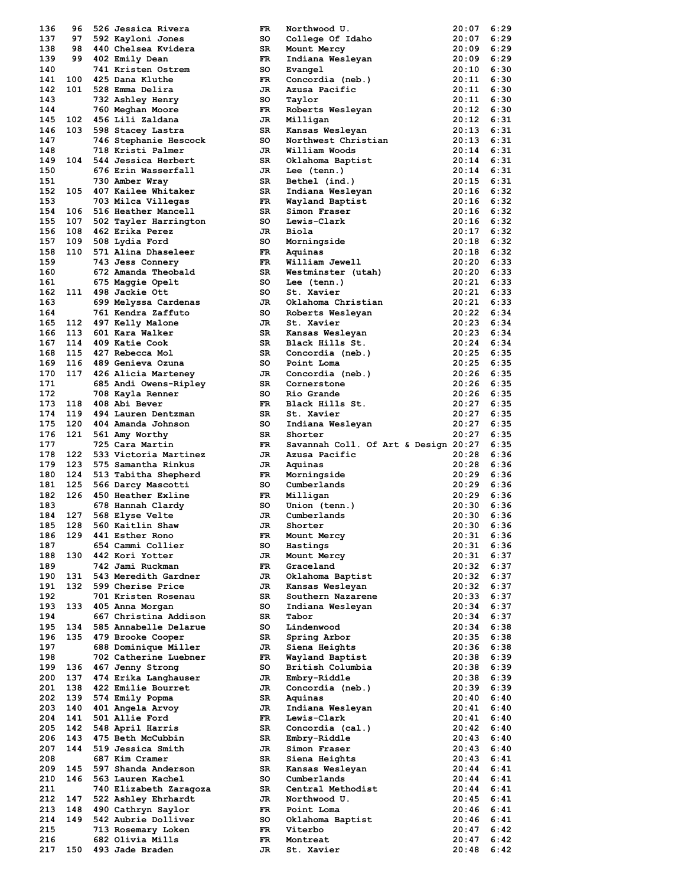| Place | Team Place | No. | Name | Yr | School | Time | Pace |
|---|---|---|---|---|---|---|---|
| 136 | 96 | 526 | Jessica Rivera | FR | Northwood U. | 20:07 | 6:29 |
| 137 | 97 | 592 | Kayloni Jones | SO | College Of Idaho | 20:07 | 6:29 |
| 138 | 98 | 440 | Chelsea Kvidera | SR | Mount Mercy | 20:09 | 6:29 |
| 139 | 99 | 402 | Emily Dean | FR | Indiana Wesleyan | 20:09 | 6:29 |
| 140 | | 741 | Kristen Ostrem | SO | Evangel | 20:10 | 6:30 |
| 141 | 100 | 425 | Dana Kluthe | FR | Concordia (neb.) | 20:11 | 6:30 |
| 142 | 101 | 528 | Emma Delira | JR | Azusa Pacific | 20:11 | 6:30 |
| 143 | | 732 | Ashley Henry | SO | Taylor | 20:11 | 6:30 |
| 144 | | 760 | Meghan Moore | FR | Roberts Wesleyan | 20:12 | 6:30 |
| 145 | 102 | 456 | Lili Zaldana | JR | Milligan | 20:12 | 6:31 |
| 146 | 103 | 598 | Stacey Lastra | SR | Kansas Wesleyan | 20:13 | 6:31 |
| 147 | | 746 | Stephanie Hescock | SO | Northwest Christian | 20:13 | 6:31 |
| 148 | | 718 | Kristi Palmer | JR | William Woods | 20:14 | 6:31 |
| 149 | 104 | 544 | Jessica Herbert | SR | Oklahoma Baptist | 20:14 | 6:31 |
| 150 | | 676 | Erin Wasserfall | JR | Lee (tenn.) | 20:14 | 6:31 |
| 151 | | 730 | Amber Wray | SR | Bethel (ind.) | 20:15 | 6:31 |
| 152 | 105 | 407 | Kailee Whitaker | SR | Indiana Wesleyan | 20:16 | 6:32 |
| 153 | | 703 | Milca Villegas | FR | Wayland Baptist | 20:16 | 6:32 |
| 154 | 106 | 516 | Heather Mancell | SR | Simon Fraser | 20:16 | 6:32 |
| 155 | 107 | 502 | Tayler Harrington | SO | Lewis-Clark | 20:16 | 6:32 |
| 156 | 108 | 462 | Erika Perez | JR | Biola | 20:17 | 6:32 |
| 157 | 109 | 508 | Lydia Ford | SO | Morningside | 20:18 | 6:32 |
| 158 | 110 | 571 | Alina Dhaseleer | FR | Aquinas | 20:18 | 6:32 |
| 159 | | 743 | Jess Connery | FR | William Jewell | 20:20 | 6:33 |
| 160 | | 672 | Amanda Theobald | SR | Westminster (utah) | 20:20 | 6:33 |
| 161 | | 675 | Maggie Opelt | SO | Lee (tenn.) | 20:21 | 6:33 |
| 162 | 111 | 498 | Jackie Ott | SO | St. Xavier | 20:21 | 6:33 |
| 163 | | 699 | Melyssa Cardenas | JR | Oklahoma Christian | 20:21 | 6:33 |
| 164 | | 761 | Kendra Zaffuto | SO | Roberts Wesleyan | 20:22 | 6:34 |
| 165 | 112 | 497 | Kelly Malone | JR | St. Xavier | 20:23 | 6:34 |
| 166 | 113 | 601 | Kara Walker | SR | Kansas Wesleyan | 20:23 | 6:34 |
| 167 | 114 | 409 | Katie Cook | SR | Black Hills St. | 20:24 | 6:34 |
| 168 | 115 | 427 | Rebecca Mol | SR | Concordia (neb.) | 20:25 | 6:35 |
| 169 | 116 | 489 | Genieva Ozuna | SO | Point Loma | 20:25 | 6:35 |
| 170 | 117 | 426 | Alicia Marteney | JR | Concordia (neb.) | 20:26 | 6:35 |
| 171 | | 685 | Andi Owens-Ripley | SR | Cornerstone | 20:26 | 6:35 |
| 172 | | 708 | Kayla Renner | SO | Rio Grande | 20:26 | 6:35 |
| 173 | 118 | 408 | Abi Bever | FR | Black Hills St. | 20:27 | 6:35 |
| 174 | 119 | 494 | Lauren Dentzman | SR | St. Xavier | 20:27 | 6:35 |
| 175 | 120 | 404 | Amanda Johnson | SO | Indiana Wesleyan | 20:27 | 6:35 |
| 176 | 121 | 561 | Amy Worthy | SR | Shorter | 20:27 | 6:35 |
| 177 | | 725 | Cara Martin | FR | Savannah Coll. Of Art & Design | 20:27 | 6:35 |
| 178 | 122 | 533 | Victoria Martinez | JR | Azusa Pacific | 20:28 | 6:36 |
| 179 | 123 | 575 | Samantha Rinkus | JR | Aquinas | 20:28 | 6:36 |
| 180 | 124 | 513 | Tabitha Shepherd | FR | Morningside | 20:29 | 6:36 |
| 181 | 125 | 566 | Darcy Mascotti | SO | Cumberlands | 20:29 | 6:36 |
| 182 | 126 | 450 | Heather Exline | FR | Milligan | 20:29 | 6:36 |
| 183 | | 678 | Hannah Clardy | SO | Union (tenn.) | 20:30 | 6:36 |
| 184 | 127 | 568 | Elyse Velte | JR | Cumberlands | 20:30 | 6:36 |
| 185 | 128 | 560 | Kaitlin Shaw | JR | Shorter | 20:30 | 6:36 |
| 186 | 129 | 441 | Esther Rono | FR | Mount Mercy | 20:31 | 6:36 |
| 187 | | 654 | Cammi Collier | SO | Hastings | 20:31 | 6:36 |
| 188 | 130 | 442 | Kori Yotter | JR | Mount Mercy | 20:31 | 6:37 |
| 189 | | 742 | Jami Ruckman | FR | Graceland | 20:32 | 6:37 |
| 190 | 131 | 543 | Meredith Gardner | JR | Oklahoma Baptist | 20:32 | 6:37 |
| 191 | 132 | 599 | Cherise Price | JR | Kansas Wesleyan | 20:32 | 6:37 |
| 192 | | 701 | Kristen Rosenau | SR | Southern Nazarene | 20:33 | 6:37 |
| 193 | 133 | 405 | Anna Morgan | SO | Indiana Wesleyan | 20:34 | 6:37 |
| 194 | | 667 | Christina Addison | SR | Tabor | 20:34 | 6:37 |
| 195 | 134 | 585 | Annabelle Delarue | SO | Lindenwood | 20:34 | 6:38 |
| 196 | 135 | 479 | Brooke Cooper | SR | Spring Arbor | 20:35 | 6:38 |
| 197 | | 688 | Dominique Miller | JR | Siena Heights | 20:36 | 6:38 |
| 198 | | 702 | Catherine Luebner | FR | Wayland Baptist | 20:38 | 6:39 |
| 199 | 136 | 467 | Jenny Strong | SO | British Columbia | 20:38 | 6:39 |
| 200 | 137 | 474 | Erika Langhauser | JR | Embry-Riddle | 20:38 | 6:39 |
| 201 | 138 | 422 | Emilie Bourret | JR | Concordia (neb.) | 20:39 | 6:39 |
| 202 | 139 | 574 | Emily Popma | SR | Aquinas | 20:40 | 6:40 |
| 203 | 140 | 401 | Angela Arvoy | JR | Indiana Wesleyan | 20:41 | 6:40 |
| 204 | 141 | 501 | Allie Ford | FR | Lewis-Clark | 20:41 | 6:40 |
| 205 | 142 | 548 | April Harris | SR | Concordia (cal.) | 20:42 | 6:40 |
| 206 | 143 | 475 | Beth McCubbin | SR | Embry-Riddle | 20:43 | 6:40 |
| 207 | 144 | 519 | Jessica Smith | JR | Simon Fraser | 20:43 | 6:40 |
| 208 | | 687 | Kim Cramer | SR | Siena Heights | 20:43 | 6:41 |
| 209 | 145 | 597 | Shanda Anderson | SR | Kansas Wesleyan | 20:44 | 6:41 |
| 210 | 146 | 563 | Lauren Kachel | SO | Cumberlands | 20:44 | 6:41 |
| 211 | | 740 | Elizabeth Zaragoza | SR | Central Methodist | 20:44 | 6:41 |
| 212 | 147 | 522 | Ashley Ehrhardt | JR | Northwood U. | 20:45 | 6:41 |
| 213 | 148 | 490 | Cathryn Saylor | FR | Point Loma | 20:46 | 6:41 |
| 214 | 149 | 542 | Aubrie Dolliver | SO | Oklahoma Baptist | 20:46 | 6:41 |
| 215 | | 713 | Rosemary Loken | FR | Viterbo | 20:47 | 6:42 |
| 216 | | 682 | Olivia Mills | FR | Montreat | 20:47 | 6:42 |
| 217 | 150 | 493 | Jade Braden | JR | St. Xavier | 20:48 | 6:42 |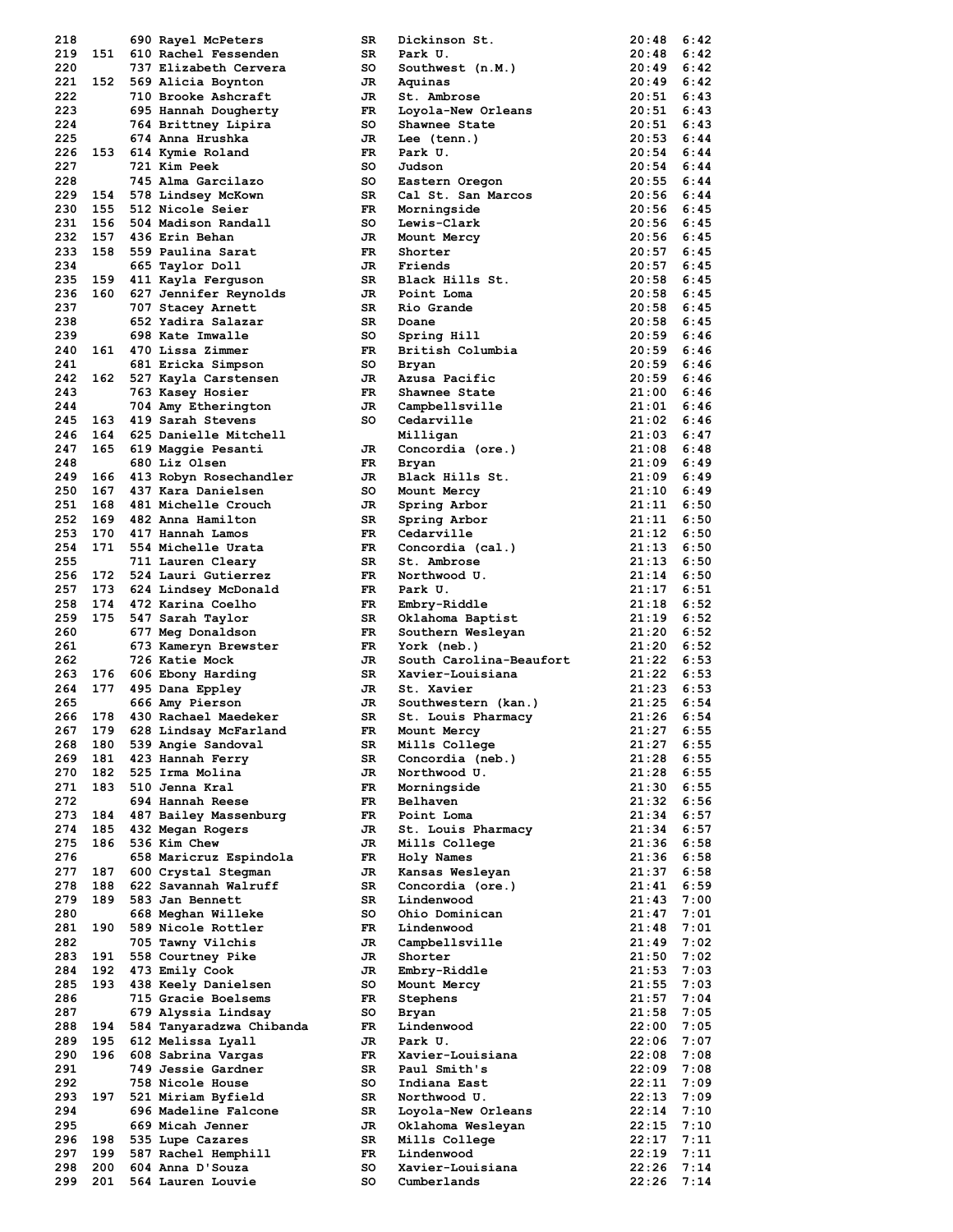| Place | Team Place | Bib | Name | Year | School | Time | Pace |
|---|---|---|---|---|---|---|---|
| 218 | | 690 | Rayel McPeters | SR | Dickinson St. | 20:48 | 6:42 |
| 219 | 151 | 610 | Rachel Fessenden | SR | Park U. | 20:48 | 6:42 |
| 220 | | 737 | Elizabeth Cervera | SO | Southwest (n.M.) | 20:49 | 6:42 |
| 221 | 152 | 569 | Alicia Boynton | JR | Aquinas | 20:49 | 6:42 |
| 222 | | 710 | Brooke Ashcraft | JR | St. Ambrose | 20:51 | 6:43 |
| 223 | | 695 | Hannah Dougherty | FR | Loyola-New Orleans | 20:51 | 6:43 |
| 224 | | 764 | Brittney Lipira | SO | Shawnee State | 20:51 | 6:43 |
| 225 | | 674 | Anna Hrushka | JR | Lee (tenn.) | 20:53 | 6:44 |
| 226 | 153 | 614 | Kymie Roland | FR | Park U. | 20:54 | 6:44 |
| 227 | | 721 | Kim Peek | SO | Judson | 20:54 | 6:44 |
| 228 | | 745 | Alma Garcilazo | SO | Eastern Oregon | 20:55 | 6:44 |
| 229 | 154 | 578 | Lindsey McKown | SR | Cal St. San Marcos | 20:56 | 6:44 |
| 230 | 155 | 512 | Nicole Seier | FR | Morningside | 20:56 | 6:45 |
| 231 | 156 | 504 | Madison Randall | SO | Lewis-Clark | 20:56 | 6:45 |
| 232 | 157 | 436 | Erin Behan | JR | Mount Mercy | 20:56 | 6:45 |
| 233 | 158 | 559 | Paulina Sarat | FR | Shorter | 20:57 | 6:45 |
| 234 | | 665 | Taylor Doll | JR | Friends | 20:57 | 6:45 |
| 235 | 159 | 411 | Kayla Ferguson | SR | Black Hills St. | 20:58 | 6:45 |
| 236 | 160 | 627 | Jennifer Reynolds | JR | Point Loma | 20:58 | 6:45 |
| 237 | | 707 | Stacey Arnett | SR | Rio Grande | 20:58 | 6:45 |
| 238 | | 652 | Yadira Salazar | SR | Doane | 20:58 | 6:45 |
| 239 | | 698 | Kate Imwalle | SO | Spring Hill | 20:59 | 6:46 |
| 240 | 161 | 470 | Lissa Zimmer | FR | British Columbia | 20:59 | 6:46 |
| 241 | | 681 | Ericka Simpson | SO | Bryan | 20:59 | 6:46 |
| 242 | 162 | 527 | Kayla Carstensen | JR | Azusa Pacific | 20:59 | 6:46 |
| 243 | | 763 | Kasey Hosier | FR | Shawnee State | 21:00 | 6:46 |
| 244 | | 704 | Amy Etherington | JR | Campbellsville | 21:01 | 6:46 |
| 245 | 163 | 419 | Sarah Stevens | SO | Cedarville | 21:02 | 6:46 |
| 246 | 164 | 625 | Danielle Mitchell | | Milligan | 21:03 | 6:47 |
| 247 | 165 | 619 | Maggie Pesanti | JR | Concordia (ore.) | 21:08 | 6:48 |
| 248 | | 680 | Liz Olsen | FR | Bryan | 21:09 | 6:49 |
| 249 | 166 | 413 | Robyn Rosechandler | JR | Black Hills St. | 21:09 | 6:49 |
| 250 | 167 | 437 | Kara Danielsen | SO | Mount Mercy | 21:10 | 6:49 |
| 251 | 168 | 481 | Michelle Crouch | JR | Spring Arbor | 21:11 | 6:50 |
| 252 | 169 | 482 | Anna Hamilton | SR | Spring Arbor | 21:11 | 6:50 |
| 253 | 170 | 417 | Hannah Lamos | FR | Cedarville | 21:12 | 6:50 |
| 254 | 171 | 554 | Michelle Urata | FR | Concordia (cal.) | 21:13 | 6:50 |
| 255 | | 711 | Lauren Cleary | SR | St. Ambrose | 21:13 | 6:50 |
| 256 | 172 | 524 | Lauri Gutierrez | FR | Northwood U. | 21:14 | 6:50 |
| 257 | 173 | 624 | Lindsey McDonald | FR | Park U. | 21:17 | 6:51 |
| 258 | 174 | 472 | Karina Coelho | FR | Embry-Riddle | 21:18 | 6:52 |
| 259 | 175 | 547 | Sarah Taylor | SR | Oklahoma Baptist | 21:19 | 6:52 |
| 260 | | 677 | Meg Donaldson | FR | Southern Wesleyan | 21:20 | 6:52 |
| 261 | | 673 | Kameryn Brewster | FR | York (neb.) | 21:20 | 6:52 |
| 262 | | 726 | Katie Mock | JR | South Carolina-Beaufort | 21:22 | 6:53 |
| 263 | 176 | 606 | Ebony Harding | SR | Xavier-Louisiana | 21:22 | 6:53 |
| 264 | 177 | 495 | Dana Eppley | JR | St. Xavier | 21:23 | 6:53 |
| 265 | | 666 | Amy Pierson | JR | Southwestern (kan.) | 21:25 | 6:54 |
| 266 | 178 | 430 | Rachael Maedeker | SR | St. Louis Pharmacy | 21:26 | 6:54 |
| 267 | 179 | 628 | Lindsay McFarland | FR | Mount Mercy | 21:27 | 6:55 |
| 268 | 180 | 539 | Angie Sandoval | SR | Mills College | 21:27 | 6:55 |
| 269 | 181 | 423 | Hannah Ferry | SR | Concordia (neb.) | 21:28 | 6:55 |
| 270 | 182 | 525 | Irma Molina | JR | Northwood U. | 21:28 | 6:55 |
| 271 | 183 | 510 | Jenna Kral | FR | Morningside | 21:30 | 6:55 |
| 272 | | 694 | Hannah Reese | FR | Belhaven | 21:32 | 6:56 |
| 273 | 184 | 487 | Bailey Massenburg | FR | Point Loma | 21:34 | 6:57 |
| 274 | 185 | 432 | Megan Rogers | JR | St. Louis Pharmacy | 21:34 | 6:57 |
| 275 | 186 | 536 | Kim Chew | JR | Mills College | 21:36 | 6:58 |
| 276 | | 658 | Maricruz Espindola | FR | Holy Names | 21:36 | 6:58 |
| 277 | 187 | 600 | Crystal Stegman | JR | Kansas Wesleyan | 21:37 | 6:58 |
| 278 | 188 | 622 | Savannah Walruff | SR | Concordia (ore.) | 21:41 | 6:59 |
| 279 | 189 | 583 | Jan Bennett | SR | Lindenwood | 21:43 | 7:00 |
| 280 | | 668 | Meghan Willeke | SO | Ohio Dominican | 21:47 | 7:01 |
| 281 | 190 | 589 | Nicole Rottler | FR | Lindenwood | 21:48 | 7:01 |
| 282 | | 705 | Tawny Vilchis | JR | Campbellsville | 21:49 | 7:02 |
| 283 | 191 | 558 | Courtney Pike | JR | Shorter | 21:50 | 7:02 |
| 284 | 192 | 473 | Emily Cook | JR | Embry-Riddle | 21:53 | 7:03 |
| 285 | 193 | 438 | Keely Danielsen | SO | Mount Mercy | 21:55 | 7:03 |
| 286 | | 715 | Gracie Boelsems | FR | Stephens | 21:57 | 7:04 |
| 287 | | 679 | Alyssia Lindsay | SO | Bryan | 21:58 | 7:05 |
| 288 | 194 | 584 | Tanyaradzwa Chibanda | FR | Lindenwood | 22:00 | 7:05 |
| 289 | 195 | 612 | Melissa Lyall | JR | Park U. | 22:06 | 7:07 |
| 290 | 196 | 608 | Sabrina Vargas | FR | Xavier-Louisiana | 22:08 | 7:08 |
| 291 | | 749 | Jessie Gardner | SR | Paul Smith's | 22:09 | 7:08 |
| 292 | | 758 | Nicole House | SO | Indiana East | 22:11 | 7:09 |
| 293 | 197 | 521 | Miriam Byfield | SR | Northwood U. | 22:13 | 7:09 |
| 294 | | 696 | Madeline Falcone | SR | Loyola-New Orleans | 22:14 | 7:10 |
| 295 | | 669 | Micah Jenner | JR | Oklahoma Wesleyan | 22:15 | 7:10 |
| 296 | 198 | 535 | Lupe Cazares | SR | Mills College | 22:17 | 7:11 |
| 297 | 199 | 587 | Rachel Hemphill | FR | Lindenwood | 22:19 | 7:11 |
| 298 | 200 | 604 | Anna D'Souza | SO | Xavier-Louisiana | 22:26 | 7:14 |
| 299 | 201 | 564 | Lauren Louvie | SO | Cumberlands | 22:26 | 7:14 |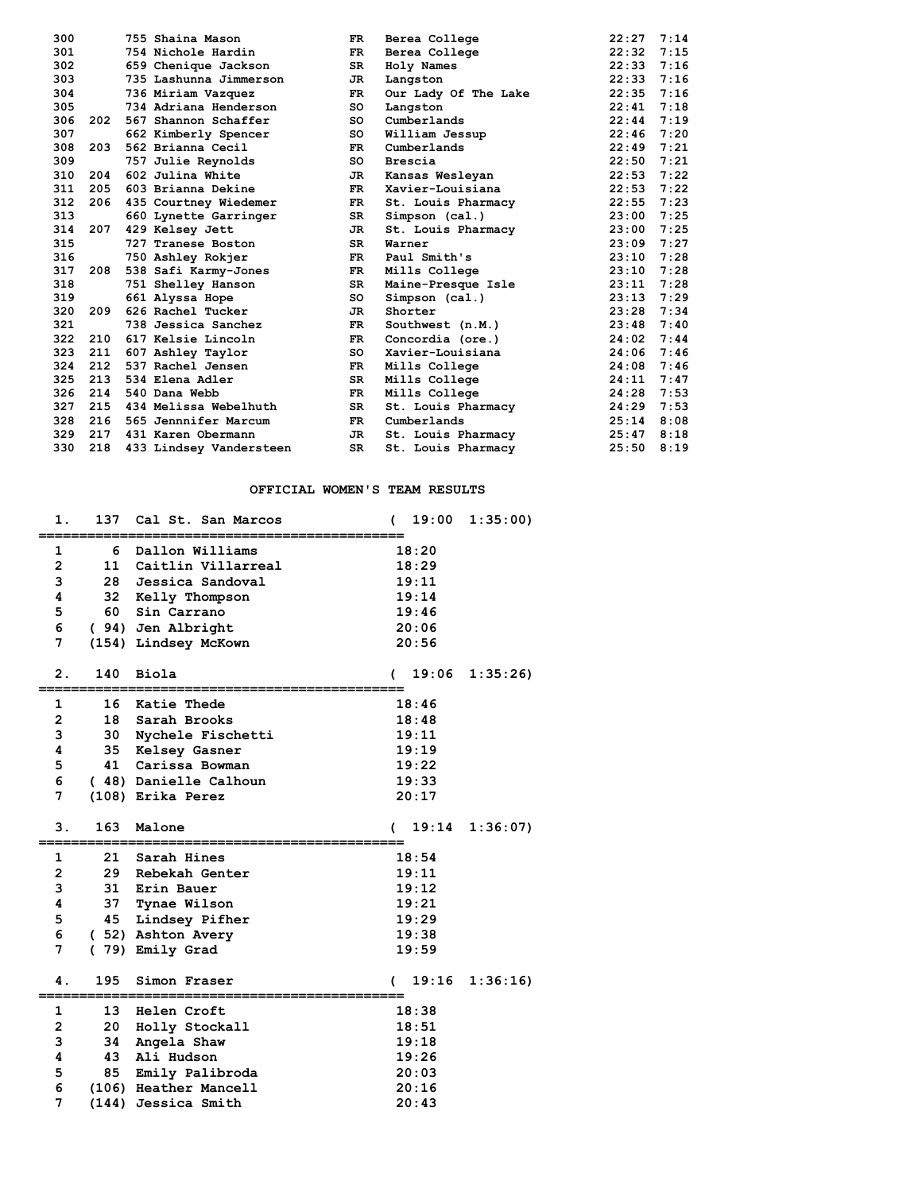| Place | Team Place | No. | Name | Yr | School | Time | Pace |
|---|---|---|---|---|---|---|---|
| 300 | | 755 | Shaina Mason | FR | Berea College | 22:27 | 7:14 |
| 301 | | 754 | Nichole Hardin | FR | Berea College | 22:32 | 7:15 |
| 302 | | 659 | Chenique Jackson | SR | Holy Names | 22:33 | 7:16 |
| 303 | | 735 | Lashunna Jimmerson | JR | Langston | 22:33 | 7:16 |
| 304 | | 736 | Miriam Vazquez | FR | Our Lady Of The Lake | 22:35 | 7:16 |
| 305 | | 734 | Adriana Henderson | SO | Langston | 22:41 | 7:18 |
| 306 | 202 | 567 | Shannon Schaffer | SO | Cumberlands | 22:44 | 7:19 |
| 307 | | 662 | Kimberly Spencer | SO | William Jessup | 22:46 | 7:20 |
| 308 | 203 | 562 | Brianna Cecil | FR | Cumberlands | 22:49 | 7:21 |
| 309 | | 757 | Julie Reynolds | SO | Brescia | 22:50 | 7:21 |
| 310 | 204 | 602 | Julina White | JR | Kansas Wesleyan | 22:53 | 7:22 |
| 311 | 205 | 603 | Brianna Dekine | FR | Xavier-Louisiana | 22:53 | 7:22 |
| 312 | 206 | 435 | Courtney Wiedemer | FR | St. Louis Pharmacy | 22:55 | 7:23 |
| 313 | | 660 | Lynette Garringer | SR | Simpson (cal.) | 23:00 | 7:25 |
| 314 | 207 | 429 | Kelsey Jett | JR | St. Louis Pharmacy | 23:00 | 7:25 |
| 315 | | 727 | Tranese Boston | SR | Warner | 23:09 | 7:27 |
| 316 | | 750 | Ashley Rokjer | FR | Paul Smith's | 23:10 | 7:28 |
| 317 | 208 | 538 | Safi Karmy-Jones | FR | Mills College | 23:10 | 7:28 |
| 318 | | 751 | Shelley Hanson | SR | Maine-Presque Isle | 23:11 | 7:28 |
| 319 | | 661 | Alyssa Hope | SO | Simpson (cal.) | 23:13 | 7:29 |
| 320 | 209 | 626 | Rachel Tucker | JR | Shorter | 23:28 | 7:34 |
| 321 | | 738 | Jessica Sanchez | FR | Southwest (n.M.) | 23:48 | 7:40 |
| 322 | 210 | 617 | Kelsie Lincoln | FR | Concordia (ore.) | 24:02 | 7:44 |
| 323 | 211 | 607 | Ashley Taylor | SO | Xavier-Louisiana | 24:06 | 7:46 |
| 324 | 212 | 537 | Rachel Jensen | FR | Mills College | 24:08 | 7:46 |
| 325 | 213 | 534 | Elena Adler | SR | Mills College | 24:11 | 7:47 |
| 326 | 214 | 540 | Dana Webb | FR | Mills College | 24:28 | 7:53 |
| 327 | 215 | 434 | Melissa Webelhuth | SR | St. Louis Pharmacy | 24:29 | 7:53 |
| 328 | 216 | 565 | Jennnifer Marcum | FR | Cumberlands | 25:14 | 8:08 |
| 329 | 217 | 431 | Karen Obermann | JR | St. Louis Pharmacy | 25:47 | 8:18 |
| 330 | 218 | 433 | Lindsey Vandersteen | SR | St. Louis Pharmacy | 25:50 | 8:19 |

## OFFICIAL WOMEN'S TEAM RESULTS

**1. 137 Cal St. San Marcos ( 19:00 1:35:00)**

| | Place | Name | Time |
|---|---|---|---|
| 1 | 6 | Dallon Williams | 18:20 |
| 2 | 11 | Caitlin Villarreal | 18:29 |
| 3 | 28 | Jessica Sandoval | 19:11 |
| 4 | 32 | Kelly Thompson | 19:14 |
| 5 | 60 | Sin Carrano | 19:46 |
| 6 | ( 94) | Jen Albright | 20:06 |
| 7 | (154) | Lindsey McKown | 20:56 |

**2. 140 Biola ( 19:06 1:35:26)**

| | Place | Name | Time |
|---|---|---|---|
| 1 | 16 | Katie Thede | 18:46 |
| 2 | 18 | Sarah Brooks | 18:48 |
| 3 | 30 | Nychele Fischetti | 19:11 |
| 4 | 35 | Kelsey Gasner | 19:19 |
| 5 | 41 | Carissa Bowman | 19:22 |
| 6 | ( 48) | Danielle Calhoun | 19:33 |
| 7 | (108) | Erika Perez | 20:17 |

**3. 163 Malone ( 19:14 1:36:07)**

| | Place | Name | Time |
|---|---|---|---|
| 1 | 21 | Sarah Hines | 18:54 |
| 2 | 29 | Rebekah Genter | 19:11 |
| 3 | 31 | Erin Bauer | 19:12 |
| 4 | 37 | Tynae Wilson | 19:21 |
| 5 | 45 | Lindsey Pifher | 19:29 |
| 6 | ( 52) | Ashton Avery | 19:38 |
| 7 | ( 79) | Emily Grad | 19:59 |

**4. 195 Simon Fraser ( 19:16 1:36:16)**

| | Place | Name | Time |
|---|---|---|---|
| 1 | 13 | Helen Croft | 18:38 |
| 2 | 20 | Holly Stockall | 18:51 |
| 3 | 34 | Angela Shaw | 19:18 |
| 4 | 43 | Ali Hudson | 19:26 |
| 5 | 85 | Emily Palibroda | 20:03 |
| 6 | (106) | Heather Mancell | 20:16 |
| 7 | (144) | Jessica Smith | 20:43 |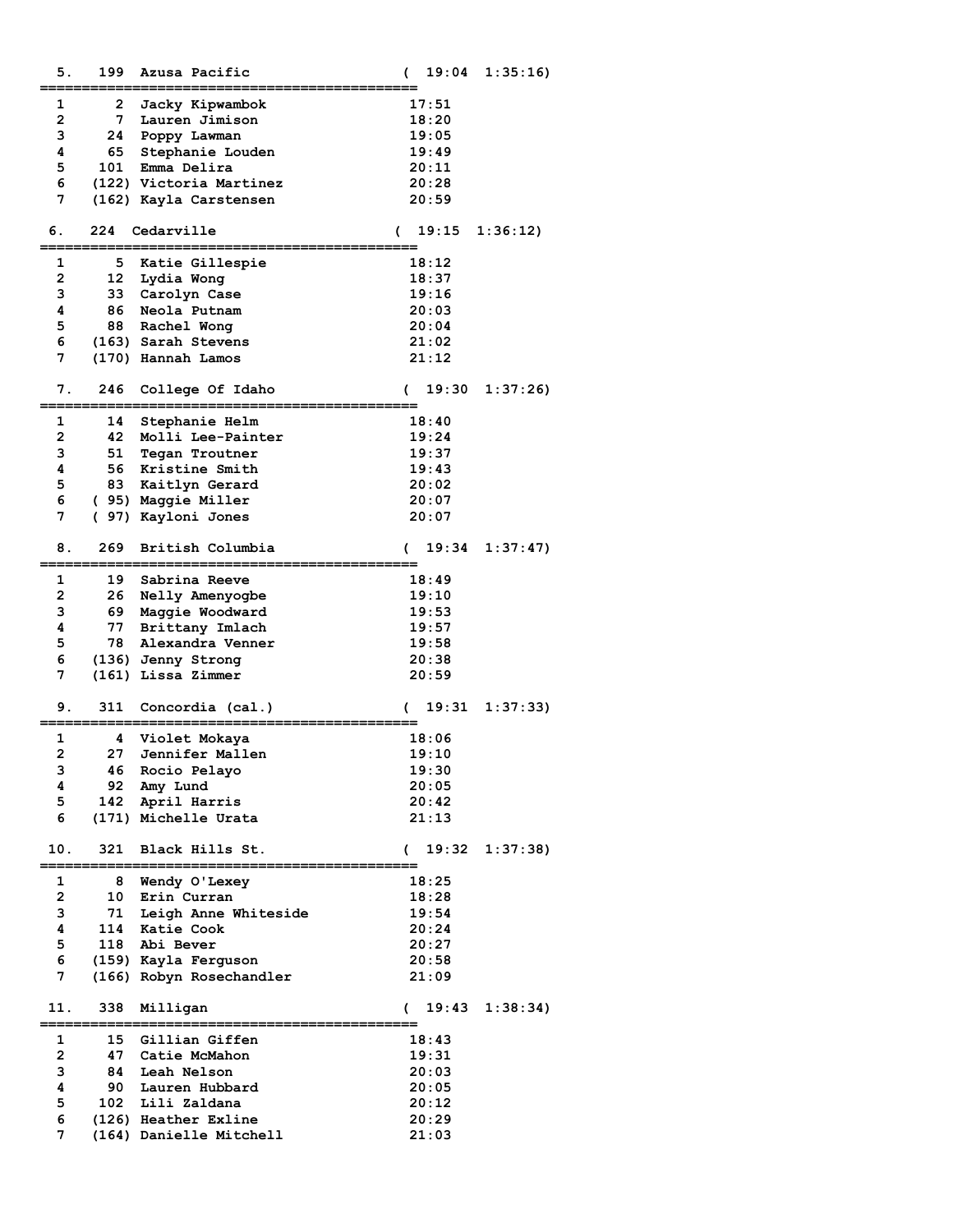## 5. 199 Azusa Pacific ( 19:04 1:35:16)

| | | | |
|---|---|---|---|
| 1 | 2 | Jacky Kipwambok | 17:51 |
| 2 | 7 | Lauren Jimison | 18:20 |
| 3 | 24 | Poppy Lawman | 19:05 |
| 4 | 65 | Stephanie Louden | 19:49 |
| 5 | 101 | Emma Delira | 20:11 |
| 6 | (122) | Victoria Martinez | 20:28 |
| 7 | (162) | Kayla Carstensen | 20:59 |

## 6. 224 Cedarville ( 19:15 1:36:12)

| | | | |
|---|---|---|---|
| 1 | 5 | Katie Gillespie | 18:12 |
| 2 | 12 | Lydia Wong | 18:37 |
| 3 | 33 | Carolyn Case | 19:16 |
| 4 | 86 | Neola Putnam | 20:03 |
| 5 | 88 | Rachel Wong | 20:04 |
| 6 | (163) | Sarah Stevens | 21:02 |
| 7 | (170) | Hannah Lamos | 21:12 |

## 7. 246 College Of Idaho ( 19:30 1:37:26)

| | | | |
|---|---|---|---|
| 1 | 14 | Stephanie Helm | 18:40 |
| 2 | 42 | Molli Lee-Painter | 19:24 |
| 3 | 51 | Tegan Troutner | 19:37 |
| 4 | 56 | Kristine Smith | 19:43 |
| 5 | 83 | Kaitlyn Gerard | 20:02 |
| 6 | ( 95) | Maggie Miller | 20:07 |
| 7 | ( 97) | Kayloni Jones | 20:07 |

## 8. 269 British Columbia ( 19:34 1:37:47)

| | | | |
|---|---|---|---|
| 1 | 19 | Sabrina Reeve | 18:49 |
| 2 | 26 | Nelly Amenyogbe | 19:10 |
| 3 | 69 | Maggie Woodward | 19:53 |
| 4 | 77 | Brittany Imlach | 19:57 |
| 5 | 78 | Alexandra Venner | 19:58 |
| 6 | (136) | Jenny Strong | 20:38 |
| 7 | (161) | Lissa Zimmer | 20:59 |

## 9. 311 Concordia (cal.) ( 19:31 1:37:33)

| | | | |
|---|---|---|---|
| 1 | 4 | Violet Mokaya | 18:06 |
| 2 | 27 | Jennifer Mallen | 19:10 |
| 3 | 46 | Rocio Pelayo | 19:30 |
| 4 | 92 | Amy Lund | 20:05 |
| 5 | 142 | April Harris | 20:42 |
| 6 | (171) | Michelle Urata | 21:13 |

## 10. 321 Black Hills St. ( 19:32 1:37:38)

| | | | |
|---|---|---|---|
| 1 | 8 | Wendy O'Lexey | 18:25 |
| 2 | 10 | Erin Curran | 18:28 |
| 3 | 71 | Leigh Anne Whiteside | 19:54 |
| 4 | 114 | Katie Cook | 20:24 |
| 5 | 118 | Abi Bever | 20:27 |
| 6 | (159) | Kayla Ferguson | 20:58 |
| 7 | (166) | Robyn Rosechandler | 21:09 |

## 11. 338 Milligan ( 19:43 1:38:34)

| | | | |
|---|---|---|---|
| 1 | 15 | Gillian Giffen | 18:43 |
| 2 | 47 | Catie McMahon | 19:31 |
| 3 | 84 | Leah Nelson | 20:03 |
| 4 | 90 | Lauren Hubbard | 20:05 |
| 5 | 102 | Lili Zaldana | 20:12 |
| 6 | (126) | Heather Exline | 20:29 |
| 7 | (164) | Danielle Mitchell | 21:03 |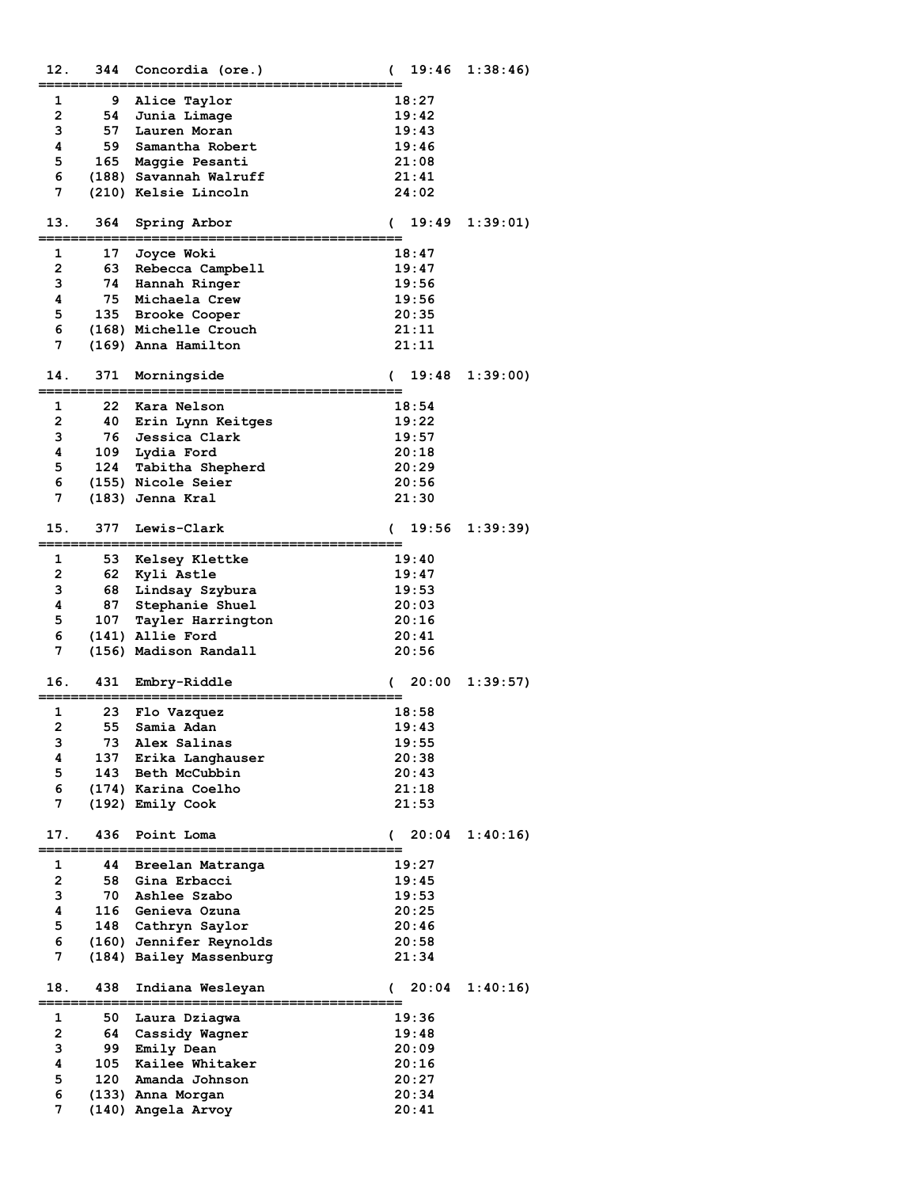```
 12.   344  Concordia (ore.)             (  19:46  1:38:46)
================================================
  1      9  Alice Taylor                   18:27
  2     54  Junia Limage                   19:42
  3     57  Lauren Moran                   19:43
  4     59  Samantha Robert                19:46
  5    165  Maggie Pesanti                 21:08
  6   (188) Savannah Walruff               21:41
  7   (210) Kelsie Lincoln                 24:02

 13.   364  Spring Arbor                 (  19:49  1:39:01)
================================================
  1     17  Joyce Woki                     18:47
  2     63  Rebecca Campbell               19:47
  3     74  Hannah Ringer                  19:56
  4     75  Michaela Crew                  19:56
  5    135  Brooke Cooper                  20:35
  6   (168) Michelle Crouch                21:11
  7   (169) Anna Hamilton                  21:11

 14.   371  Morningside                  (  19:48  1:39:00)
================================================
  1     22  Kara Nelson                    18:54
  2     40  Erin Lynn Keitges              19:22
  3     76  Jessica Clark                  19:57
  4    109  Lydia Ford                     20:18
  5    124  Tabitha Shepherd               20:29
  6   (155) Nicole Seier                   20:56
  7   (183) Jenna Kral                     21:30

 15.   377  Lewis-Clark                  (  19:56  1:39:39)
================================================
  1     53  Kelsey Klettke                 19:40
  2     62  Kyli Astle                     19:47
  3     68  Lindsay Szybura                19:53
  4     87  Stephanie Shuel                20:03
  5    107  Tayler Harrington              20:16
  6   (141) Allie Ford                     20:41
  7   (156) Madison Randall                20:56

 16.   431  Embry-Riddle                 (  20:00  1:39:57)
================================================
  1     23  Flo Vazquez                    18:58
  2     55  Samia Adan                     19:43
  3     73  Alex Salinas                   19:55
  4    137  Erika Langhauser               20:38
  5    143  Beth McCubbin                  20:43
  6   (174) Karina Coelho                  21:18
  7   (192) Emily Cook                     21:53

 17.   436  Point Loma                   (  20:04  1:40:16)
================================================
  1     44  Breelan Matranga               19:27
  2     58  Gina Erbacci                   19:45
  3     70  Ashlee Szabo                   19:53
  4    116  Genieva Ozuna                  20:25
  5    148  Cathryn Saylor                 20:46
  6   (160) Jennifer Reynolds              20:58
  7   (184) Bailey Massenburg              21:34

 18.   438  Indiana Wesleyan             (  20:04  1:40:16)
================================================
  1     50  Laura Dziagwa                  19:36
  2     64  Cassidy Wagner                 19:48
  3     99  Emily Dean                     20:09
  4    105  Kailee Whitaker                20:16
  5    120  Amanda Johnson                 20:27
  6   (133) Anna Morgan                    20:34
  7   (140) Angela Arvoy                   20:41
```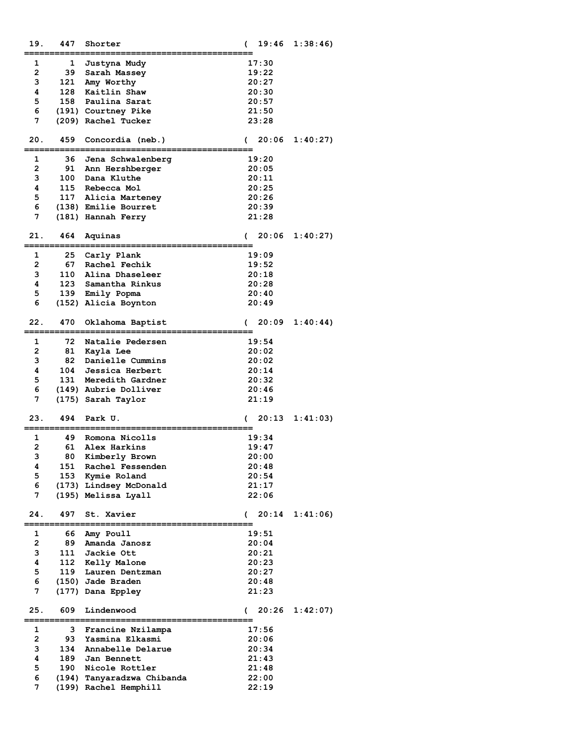```
 19.   447  Shorter                          (  19:46  1:38:46)
=============================================
  1      1  Justyna Mudy                      17:30
  2     39  Sarah Massey                      19:22
  3    121  Amy Worthy                        20:27
  4    128  Kaitlin Shaw                      20:30
  5    158  Paulina Sarat                     20:57
  6   (191) Courtney Pike                     21:50
  7   (209) Rachel Tucker                     23:28

 20.   459  Concordia (neb.)                 (  20:06  1:40:27)
=============================================
  1     36  Jena Schwalenberg                 19:20
  2     91  Ann Hershberger                   20:05
  3    100  Dana Kluthe                       20:11
  4    115  Rebecca Mol                       20:25
  5    117  Alicia Marteney                   20:26
  6   (138) Emilie Bourret                    20:39
  7   (181) Hannah Ferry                      21:28

 21.   464  Aquinas                          (  20:06  1:40:27)
=============================================
  1     25  Carly Plank                       19:09
  2     67  Rachel Fechik                     19:52
  3    110  Alina Dhaseleer                   20:18
  4    123  Samantha Rinkus                   20:28
  5    139  Emily Popma                       20:40
  6   (152) Alicia Boynton                    20:49

 22.   470  Oklahoma Baptist                 (  20:09  1:40:44)
=============================================
  1     72  Natalie Pedersen                  19:54
  2     81  Kayla Lee                         20:02
  3     82  Danielle Cummins                  20:02
  4    104  Jessica Herbert                   20:14
  5    131  Meredith Gardner                  20:32
  6   (149) Aubrie Dolliver                   20:46
  7   (175) Sarah Taylor                      21:19

 23.   494  Park U.                          (  20:13  1:41:03)
=============================================
  1     49  Romona Nicolls                    19:34
  2     61  Alex Harkins                      19:47
  3     80  Kimberly Brown                    20:00
  4    151  Rachel Fessenden                  20:48
  5    153  Kymie Roland                      20:54
  6   (173) Lindsey McDonald                  21:17
  7   (195) Melissa Lyall                     22:06

 24.   497  St. Xavier                       (  20:14  1:41:06)
=============================================
  1     66  Amy Poull                         19:51
  2     89  Amanda Janosz                     20:04
  3    111  Jackie Ott                        20:21
  4    112  Kelly Malone                      20:23
  5    119  Lauren Dentzman                   20:27
  6   (150) Jade Braden                       20:48
  7   (177) Dana Eppley                       21:23

 25.   609  Lindenwood                       (  20:26  1:42:07)
=============================================
  1      3  Francine Nzilampa                 17:56
  2     93  Yasmina Elkasmi                   20:06
  3    134  Annabelle Delarue                 20:34
  4    189  Jan Bennett                       21:43
  5    190  Nicole Rottler                    21:48
  6   (194) Tanyaradzwa Chibanda              22:00
  7   (199) Rachel Hemphill                   22:19
```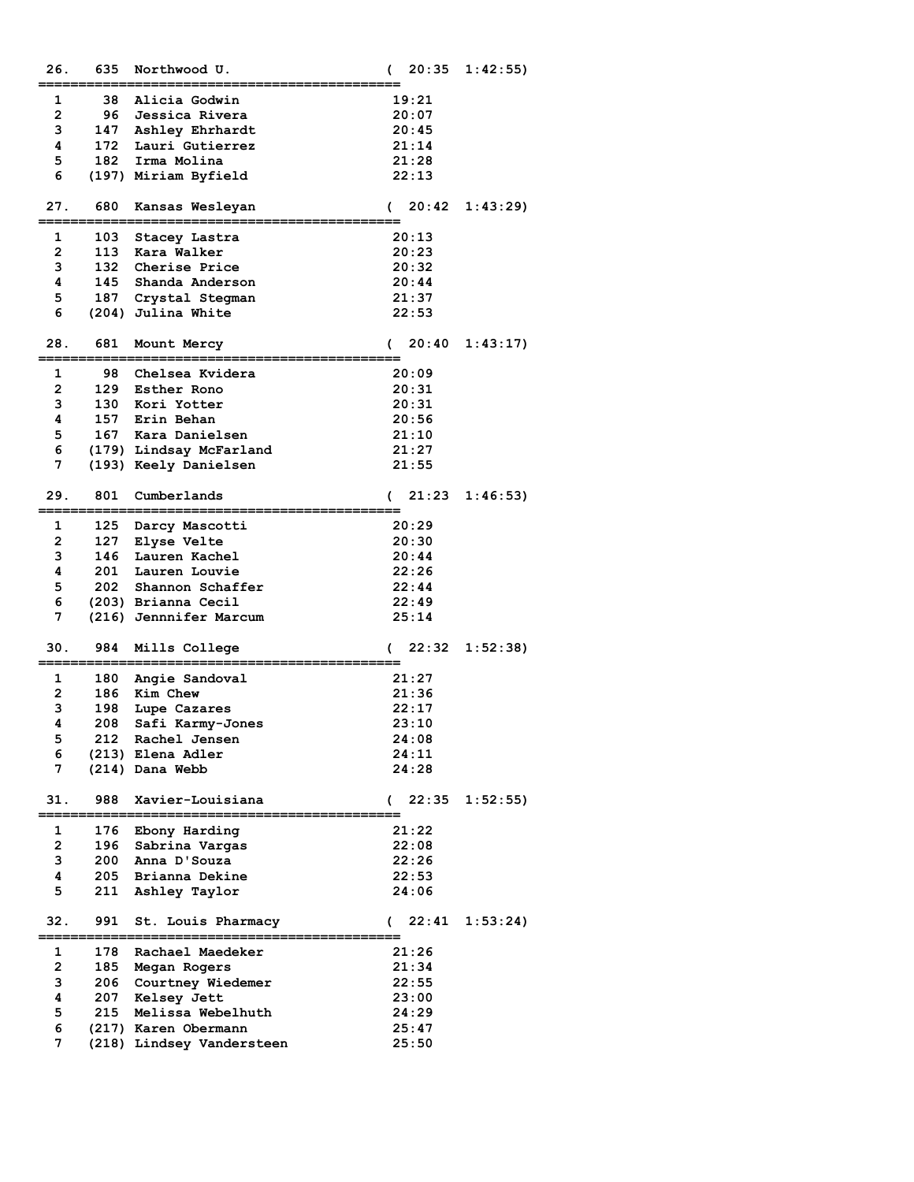```
 26.   635  Northwood U.                     (  20:35  1:42:55)
================================================
  1      38  Alicia Godwin                    19:21
  2      96  Jessica Rivera                   20:07
  3     147  Ashley Ehrhardt                  20:45
  4     172  Lauri Gutierrez                  21:14
  5     182  Irma Molina                      21:28
  6    (197) Miriam Byfield                   22:13

 27.   680  Kansas Wesleyan                  (  20:42  1:43:29)
================================================
  1     103  Stacey Lastra                    20:13
  2     113  Kara Walker                      20:23
  3     132  Cherise Price                    20:32
  4     145  Shanda Anderson                  20:44
  5     187  Crystal Stegman                  21:37
  6    (204) Julina White                     22:53

 28.   681  Mount Mercy                      (  20:40  1:43:17)
================================================
  1      98  Chelsea Kvidera                  20:09
  2     129  Esther Rono                      20:31
  3     130  Kori Yotter                      20:31
  4     157  Erin Behan                       20:56
  5     167  Kara Danielsen                   21:10
  6    (179) Lindsay McFarland                21:27
  7    (193) Keely Danielsen                  21:55

 29.   801  Cumberlands                      (  21:23  1:46:53)
================================================
  1     125  Darcy Mascotti                   20:29
  2     127  Elyse Velte                      20:30
  3     146  Lauren Kachel                    20:44
  4     201  Lauren Louvie                    22:26
  5     202  Shannon Schaffer                 22:44
  6    (203) Brianna Cecil                    22:49
  7    (216) Jennnifer Marcum                 25:14

 30.   984  Mills College                    (  22:32  1:52:38)
================================================
  1     180  Angie Sandoval                   21:27
  2     186  Kim Chew                         21:36
  3     198  Lupe Cazares                     22:17
  4     208  Safi Karmy-Jones                 23:10
  5     212  Rachel Jensen                    24:08
  6    (213) Elena Adler                      24:11
  7    (214) Dana Webb                        24:28

 31.   988  Xavier-Louisiana                 (  22:35  1:52:55)
================================================
  1     176  Ebony Harding                    21:22
  2     196  Sabrina Vargas                   22:08
  3     200  Anna D'Souza                     22:26
  4     205  Brianna Dekine                   22:53
  5     211  Ashley Taylor                    24:06

 32.   991  St. Louis Pharmacy               (  22:41  1:53:24)
================================================
  1     178  Rachael Maedeker                 21:26
  2     185  Megan Rogers                     21:34
  3     206  Courtney Wiedemer                22:55
  4     207  Kelsey Jett                      23:00
  5     215  Melissa Webelhuth                24:29
  6    (217) Karen Obermann                   25:47
  7    (218) Lindsey Vandersteen              25:50
```